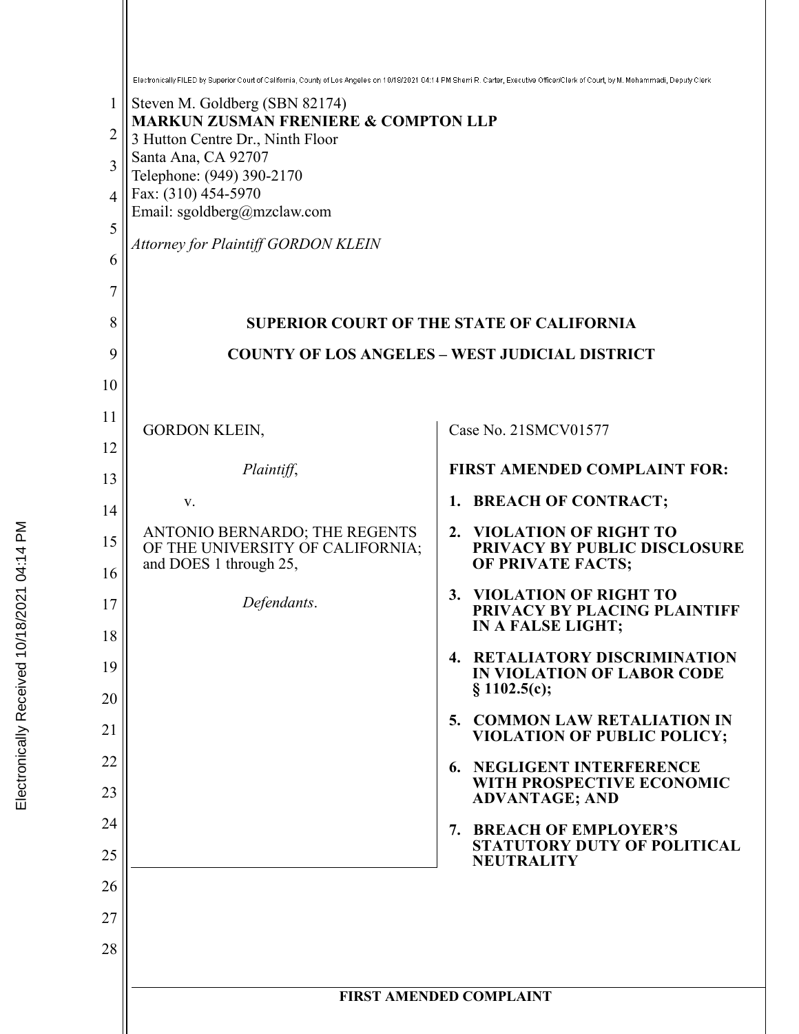Electronically FILED by Superior Court of California, County of Los Angeles on 10/18/2021 04:14 PM Sherri R. Carter, Executive Officer/Clerk of Court, by M. Mohammadi, Deputy Clerk

Electronically Received 10/18/2021 04:14 PM

Steven M. Goldberg (SBN 82174)
**MARKUN ZUSMAN FRENIERE & COMPTON LLP**
3 Hutton Centre Dr., Ninth Floor
Santa Ana, CA 92707
Telephone: (949) 390-2170
Fax: (310) 454-5970
Email: sgoldberg@mzclaw.com

*Attorney for Plaintiff GORDON KLEIN*

**SUPERIOR COURT OF THE STATE OF CALIFORNIA**

**COUNTY OF LOS ANGELES – WEST JUDICIAL DISTRICT**

GORDON KLEIN,

*Plaintiff*,

v.

ANTONIO BERNARDO; THE REGENTS OF THE UNIVERSITY OF CALIFORNIA; and DOES 1 through 25,

*Defendants*.

Case No. 21SMCV01577

**FIRST AMENDED COMPLAINT FOR:**

1. **BREACH OF CONTRACT;**
2. **VIOLATION OF RIGHT TO PRIVACY BY PUBLIC DISCLOSURE OF PRIVATE FACTS;**
3. **VIOLATION OF RIGHT TO PRIVACY BY PLACING PLAINTIFF IN A FALSE LIGHT;**
4. **RETALIATORY DISCRIMINATION IN VIOLATION OF LABOR CODE § 1102.5(c);**
5. **COMMON LAW RETALIATION IN VIOLATION OF PUBLIC POLICY;**
6. **NEGLIGENT INTERFERENCE WITH PROSPECTIVE ECONOMIC ADVANTAGE; AND**
7. **BREACH OF EMPLOYER'S STATUTORY DUTY OF POLITICAL NEUTRALITY**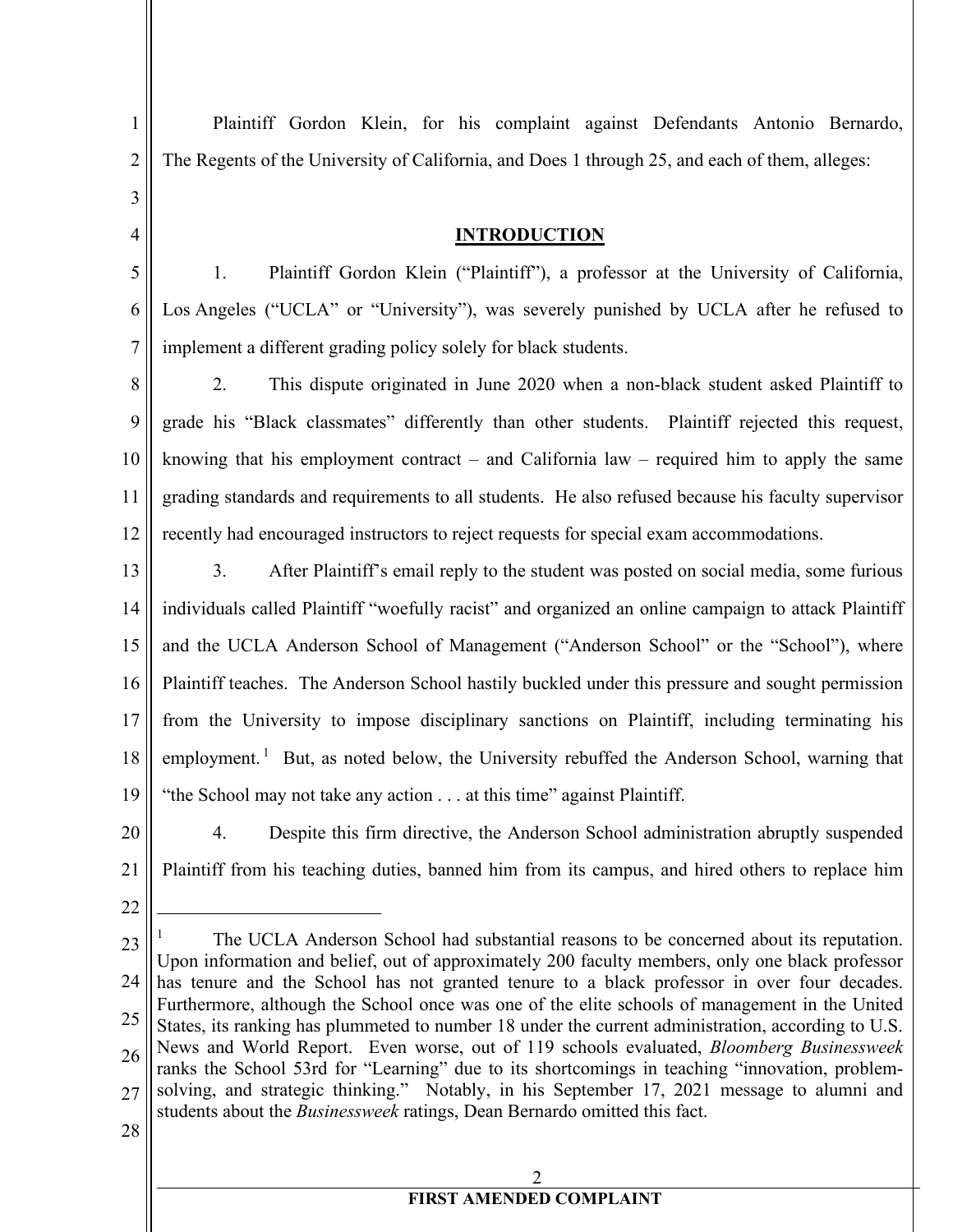Plaintiff Gordon Klein, for his complaint against Defendants Antonio Bernardo, The Regents of the University of California, and Does 1 through 25, and each of them, alleges:

## INTRODUCTION

1. Plaintiff Gordon Klein ("Plaintiff"), a professor at the University of California, Los Angeles ("UCLA" or "University"), was severely punished by UCLA after he refused to implement a different grading policy solely for black students.

2. This dispute originated in June 2020 when a non-black student asked Plaintiff to grade his "Black classmates" differently than other students. Plaintiff rejected this request, knowing that his employment contract – and California law – required him to apply the same grading standards and requirements to all students. He also refused because his faculty supervisor recently had encouraged instructors to reject requests for special exam accommodations.

3. After Plaintiff's email reply to the student was posted on social media, some furious individuals called Plaintiff "woefully racist" and organized an online campaign to attack Plaintiff and the UCLA Anderson School of Management ("Anderson School" or the "School"), where Plaintiff teaches. The Anderson School hastily buckled under this pressure and sought permission from the University to impose disciplinary sanctions on Plaintiff, including terminating his employment.[1] But, as noted below, the University rebuffed the Anderson School, warning that "the School may not take any action . . . at this time" against Plaintiff.

4. Despite this firm directive, the Anderson School administration abruptly suspended Plaintiff from his teaching duties, banned him from its campus, and hired others to replace him

---

[1] The UCLA Anderson School had substantial reasons to be concerned about its reputation. Upon information and belief, out of approximately 200 faculty members, only one black professor has tenure and the School has not granted tenure to a black professor in over four decades. Furthermore, although the School once was one of the elite schools of management in the United States, its ranking has plummeted to number 18 under the current administration, according to U.S. News and World Report. Even worse, out of 119 schools evaluated, *Bloomberg Businessweek* ranks the School 53rd for "Learning" due to its shortcomings in teaching "innovation, problem-solving, and strategic thinking." Notably, in his September 17, 2021 message to alumni and students about the *Businessweek* ratings, Dean Bernardo omitted this fact.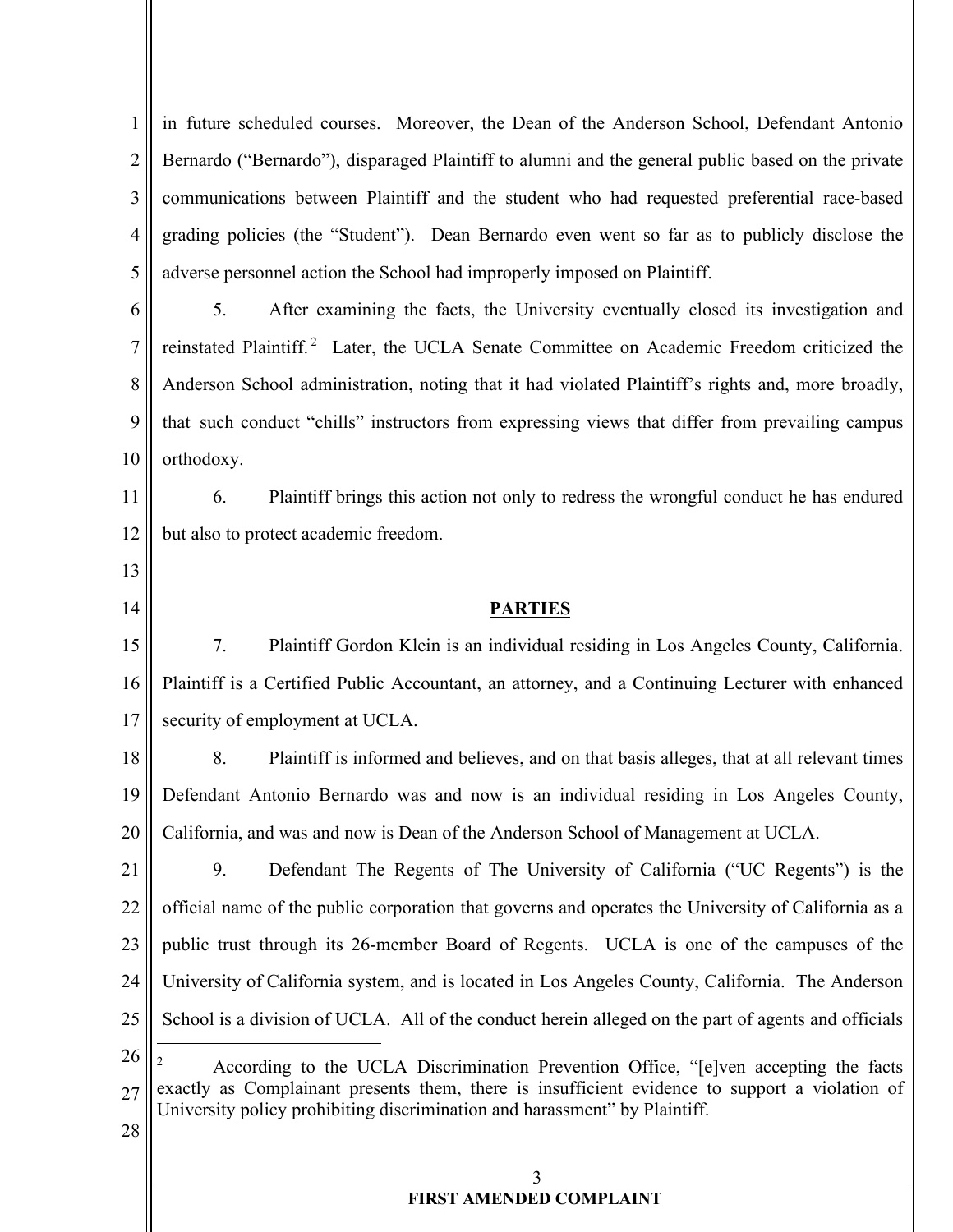in future scheduled courses. Moreover, the Dean of the Anderson School, Defendant Antonio Bernardo ("Bernardo"), disparaged Plaintiff to alumni and the general public based on the private communications between Plaintiff and the student who had requested preferential race-based grading policies (the "Student"). Dean Bernardo even went so far as to publicly disclose the adverse personnel action the School had improperly imposed on Plaintiff.

5. After examining the facts, the University eventually closed its investigation and reinstated Plaintiff.[2] Later, the UCLA Senate Committee on Academic Freedom criticized the Anderson School administration, noting that it had violated Plaintiff's rights and, more broadly, that such conduct "chills" instructors from expressing views that differ from prevailing campus orthodoxy.

6. Plaintiff brings this action not only to redress the wrongful conduct he has endured but also to protect academic freedom.

## PARTIES

7. Plaintiff Gordon Klein is an individual residing in Los Angeles County, California. Plaintiff is a Certified Public Accountant, an attorney, and a Continuing Lecturer with enhanced security of employment at UCLA.

8. Plaintiff is informed and believes, and on that basis alleges, that at all relevant times Defendant Antonio Bernardo was and now is an individual residing in Los Angeles County, California, and was and now is Dean of the Anderson School of Management at UCLA.

9. Defendant The Regents of The University of California ("UC Regents") is the official name of the public corporation that governs and operates the University of California as a public trust through its 26-member Board of Regents. UCLA is one of the campuses of the University of California system, and is located in Los Angeles County, California. The Anderson School is a division of UCLA. All of the conduct herein alleged on the part of agents and officials

---

[2] According to the UCLA Discrimination Prevention Office, "[e]ven accepting the facts exactly as Complainant presents them, there is insufficient evidence to support a violation of University policy prohibiting discrimination and harassment" by Plaintiff.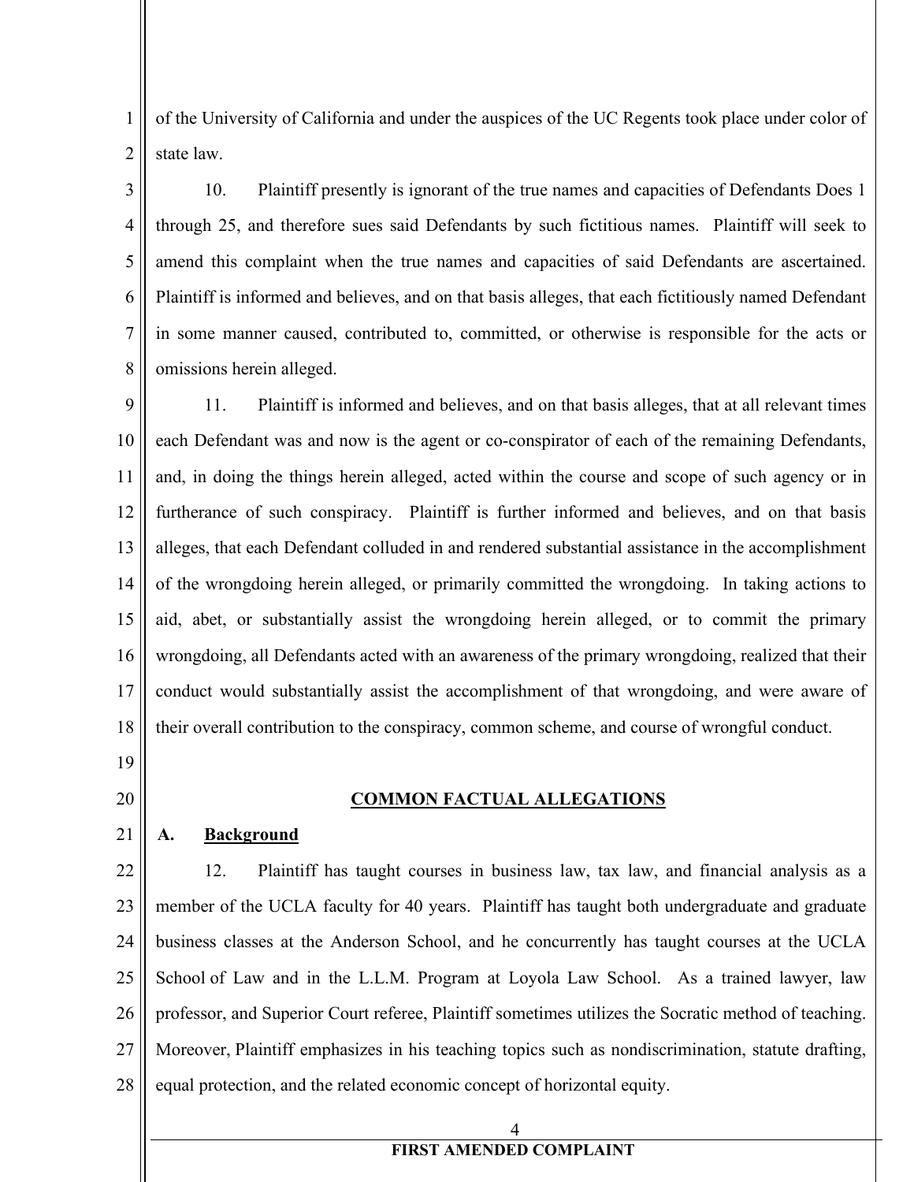of the University of California and under the auspices of the UC Regents took place under color of state law.

10. Plaintiff presently is ignorant of the true names and capacities of Defendants Does 1 through 25, and therefore sues said Defendants by such fictitious names. Plaintiff will seek to amend this complaint when the true names and capacities of said Defendants are ascertained. Plaintiff is informed and believes, and on that basis alleges, that each fictitiously named Defendant in some manner caused, contributed to, committed, or otherwise is responsible for the acts or omissions herein alleged.

11. Plaintiff is informed and believes, and on that basis alleges, that at all relevant times each Defendant was and now is the agent or co-conspirator of each of the remaining Defendants, and, in doing the things herein alleged, acted within the course and scope of such agency or in furtherance of such conspiracy. Plaintiff is further informed and believes, and on that basis alleges, that each Defendant colluded in and rendered substantial assistance in the accomplishment of the wrongdoing herein alleged, or primarily committed the wrongdoing. In taking actions to aid, abet, or substantially assist the wrongdoing herein alleged, or to commit the primary wrongdoing, all Defendants acted with an awareness of the primary wrongdoing, realized that their conduct would substantially assist the accomplishment of that wrongdoing, and were aware of their overall contribution to the conspiracy, common scheme, and course of wrongful conduct.

## COMMON FACTUAL ALLEGATIONS

### A. Background

12. Plaintiff has taught courses in business law, tax law, and financial analysis as a member of the UCLA faculty for 40 years. Plaintiff has taught both undergraduate and graduate business classes at the Anderson School, and he concurrently has taught courses at the UCLA School of Law and in the L.L.M. Program at Loyola Law School. As a trained lawyer, law professor, and Superior Court referee, Plaintiff sometimes utilizes the Socratic method of teaching. Moreover, Plaintiff emphasizes in his teaching topics such as nondiscrimination, statute drafting, equal protection, and the related economic concept of horizontal equity.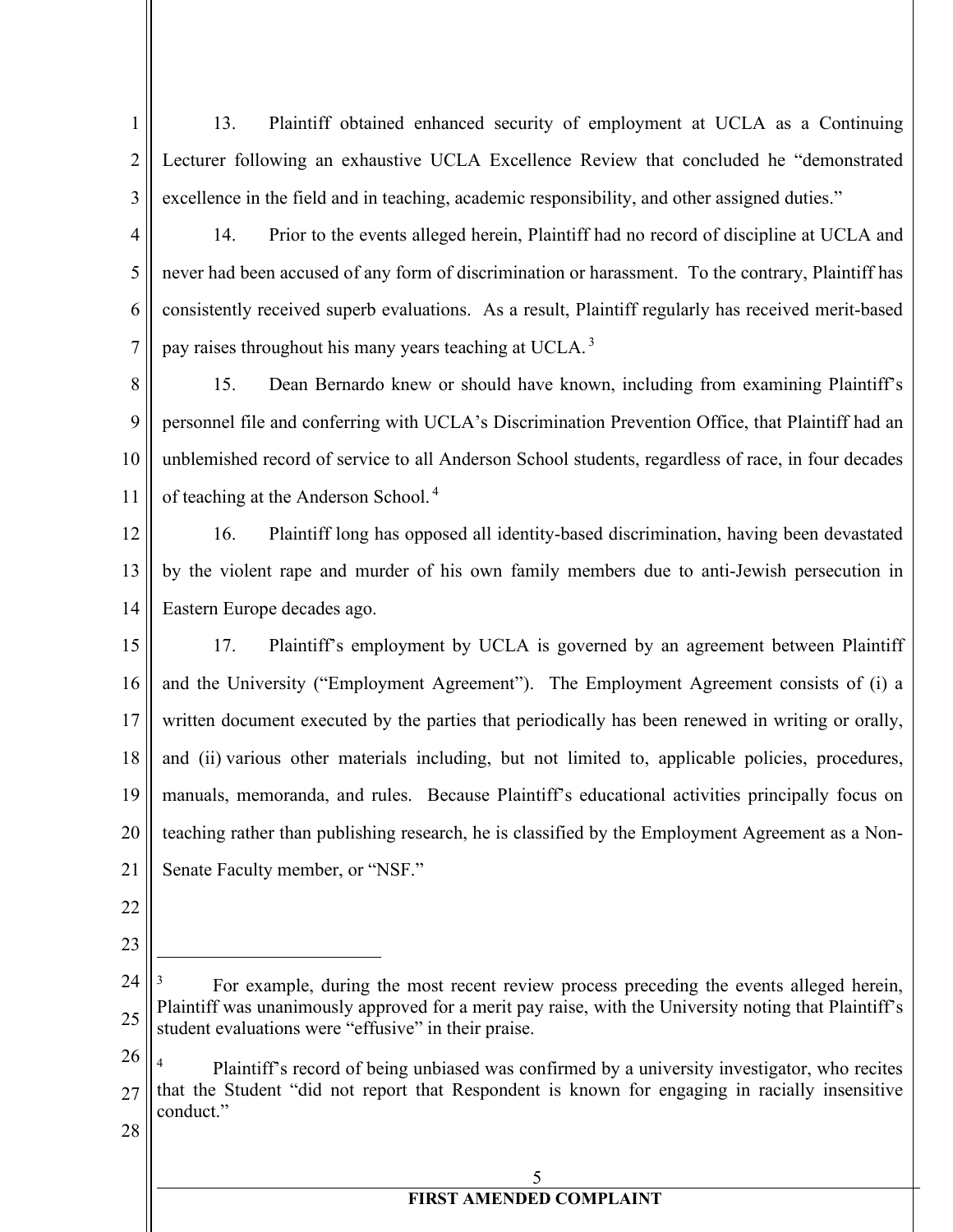13. Plaintiff obtained enhanced security of employment at UCLA as a Continuing Lecturer following an exhaustive UCLA Excellence Review that concluded he "demonstrated excellence in the field and in teaching, academic responsibility, and other assigned duties."

14. Prior to the events alleged herein, Plaintiff had no record of discipline at UCLA and never had been accused of any form of discrimination or harassment. To the contrary, Plaintiff has consistently received superb evaluations. As a result, Plaintiff regularly has received merit-based pay raises throughout his many years teaching at UCLA.[3]

15. Dean Bernardo knew or should have known, including from examining Plaintiff's personnel file and conferring with UCLA's Discrimination Prevention Office, that Plaintiff had an unblemished record of service to all Anderson School students, regardless of race, in four decades of teaching at the Anderson School.[4]

16. Plaintiff long has opposed all identity-based discrimination, having been devastated by the violent rape and murder of his own family members due to anti-Jewish persecution in Eastern Europe decades ago.

17. Plaintiff's employment by UCLA is governed by an agreement between Plaintiff and the University ("Employment Agreement"). The Employment Agreement consists of (i) a written document executed by the parties that periodically has been renewed in writing or orally, and (ii) various other materials including, but not limited to, applicable policies, procedures, manuals, memoranda, and rules. Because Plaintiff's educational activities principally focus on teaching rather than publishing research, he is classified by the Employment Agreement as a Non-Senate Faculty member, or "NSF."

---

[3] For example, during the most recent review process preceding the events alleged herein, Plaintiff was unanimously approved for a merit pay raise, with the University noting that Plaintiff's student evaluations were "effusive" in their praise.

[4] Plaintiff's record of being unbiased was confirmed by a university investigator, who recites that the Student "did not report that Respondent is known for engaging in racially insensitive conduct."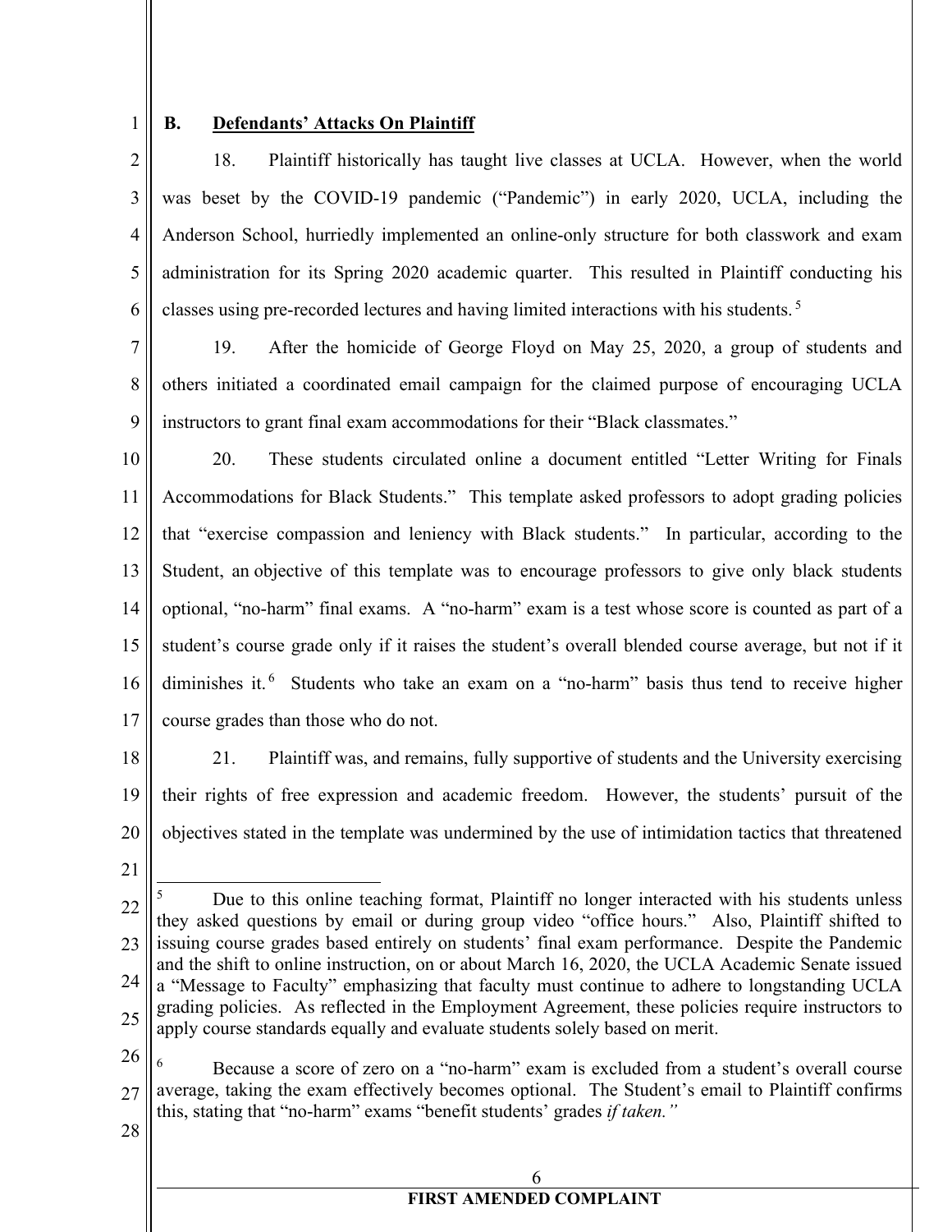## B. Defendants' Attacks On Plaintiff

18. Plaintiff historically has taught live classes at UCLA. However, when the world was beset by the COVID-19 pandemic ("Pandemic") in early 2020, UCLA, including the Anderson School, hurriedly implemented an online-only structure for both classwork and exam administration for its Spring 2020 academic quarter. This resulted in Plaintiff conducting his classes using pre-recorded lectures and having limited interactions with his students.[5]

19. After the homicide of George Floyd on May 25, 2020, a group of students and others initiated a coordinated email campaign for the claimed purpose of encouraging UCLA instructors to grant final exam accommodations for their "Black classmates."

20. These students circulated online a document entitled "Letter Writing for Finals Accommodations for Black Students." This template asked professors to adopt grading policies that "exercise compassion and leniency with Black students." In particular, according to the Student, an objective of this template was to encourage professors to give only black students optional, "no-harm" final exams. A "no-harm" exam is a test whose score is counted as part of a student's course grade only if it raises the student's overall blended course average, but not if it diminishes it.[6] Students who take an exam on a "no-harm" basis thus tend to receive higher course grades than those who do not.

21. Plaintiff was, and remains, fully supportive of students and the University exercising their rights of free expression and academic freedom. However, the students' pursuit of the objectives stated in the template was undermined by the use of intimidation tactics that threatened

---

[5] Due to this online teaching format, Plaintiff no longer interacted with his students unless they asked questions by email or during group video "office hours." Also, Plaintiff shifted to issuing course grades based entirely on students' final exam performance. Despite the Pandemic and the shift to online instruction, on or about March 16, 2020, the UCLA Academic Senate issued a "Message to Faculty" emphasizing that faculty must continue to adhere to longstanding UCLA grading policies. As reflected in the Employment Agreement, these policies require instructors to apply course standards equally and evaluate students solely based on merit.

[6] Because a score of zero on a "no-harm" exam is excluded from a student's overall course average, taking the exam effectively becomes optional. The Student's email to Plaintiff confirms this, stating that "no-harm" exams "benefit students' grades *if taken.*"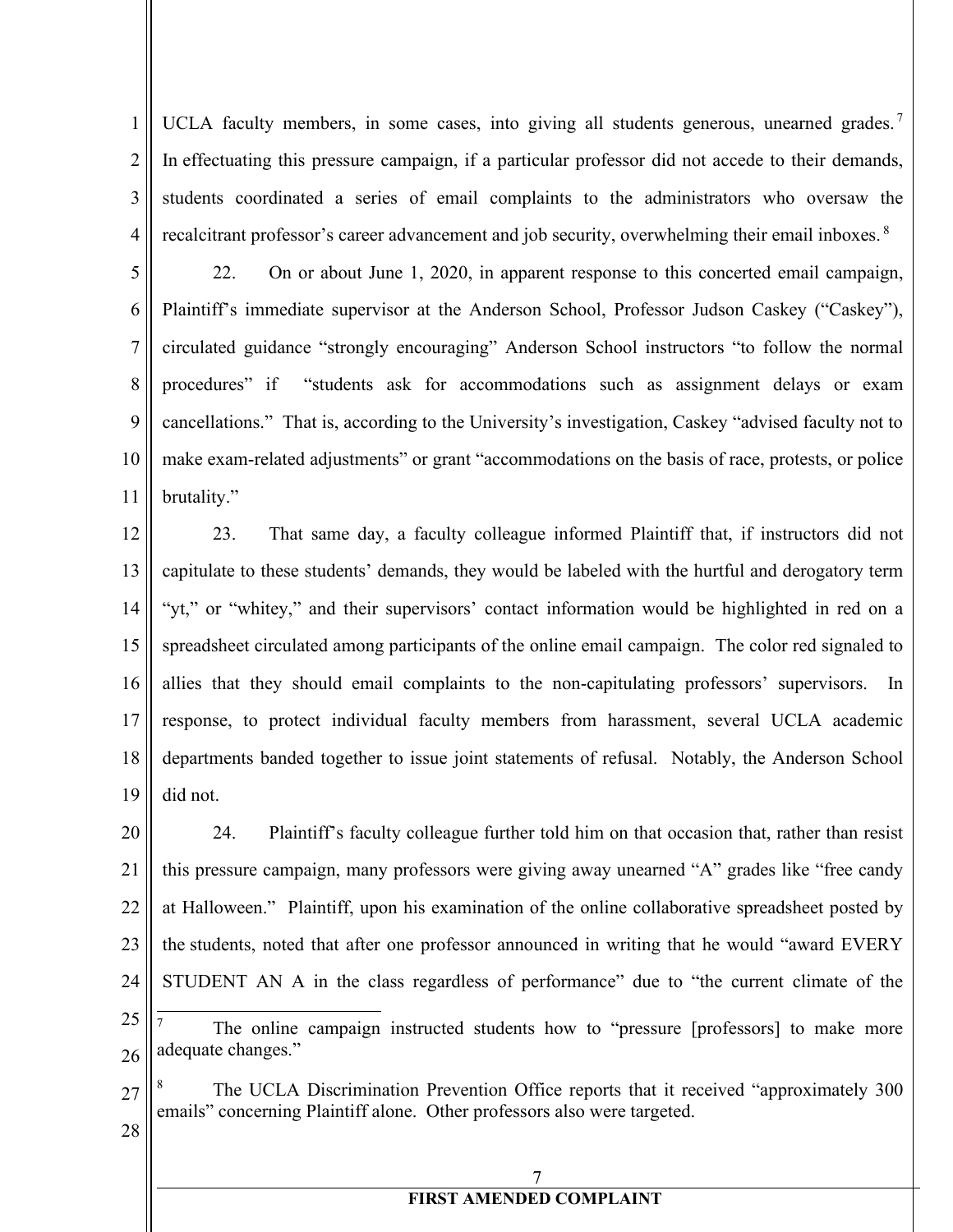UCLA faculty members, in some cases, into giving all students generous, unearned grades.[7] In effectuating this pressure campaign, if a particular professor did not accede to their demands, students coordinated a series of email complaints to the administrators who oversaw the recalcitrant professor's career advancement and job security, overwhelming their email inboxes.[8]

22. On or about June 1, 2020, in apparent response to this concerted email campaign, Plaintiff's immediate supervisor at the Anderson School, Professor Judson Caskey ("Caskey"), circulated guidance "strongly encouraging" Anderson School instructors "to follow the normal procedures" if "students ask for accommodations such as assignment delays or exam cancellations." That is, according to the University's investigation, Caskey "advised faculty not to make exam-related adjustments" or grant "accommodations on the basis of race, protests, or police brutality."

23. That same day, a faculty colleague informed Plaintiff that, if instructors did not capitulate to these students' demands, they would be labeled with the hurtful and derogatory term "yt," or "whitey," and their supervisors' contact information would be highlighted in red on a spreadsheet circulated among participants of the online email campaign. The color red signaled to allies that they should email complaints to the non-capitulating professors' supervisors. In response, to protect individual faculty members from harassment, several UCLA academic departments banded together to issue joint statements of refusal. Notably, the Anderson School did not.

24. Plaintiff's faculty colleague further told him on that occasion that, rather than resist this pressure campaign, many professors were giving away unearned "A" grades like "free candy at Halloween." Plaintiff, upon his examination of the online collaborative spreadsheet posted by the students, noted that after one professor announced in writing that he would "award EVERY STUDENT AN A in the class regardless of performance" due to "the current climate of the

---

[7] The online campaign instructed students how to "pressure [professors] to make more adequate changes."

[8] The UCLA Discrimination Prevention Office reports that it received "approximately 300 emails" concerning Plaintiff alone. Other professors also were targeted.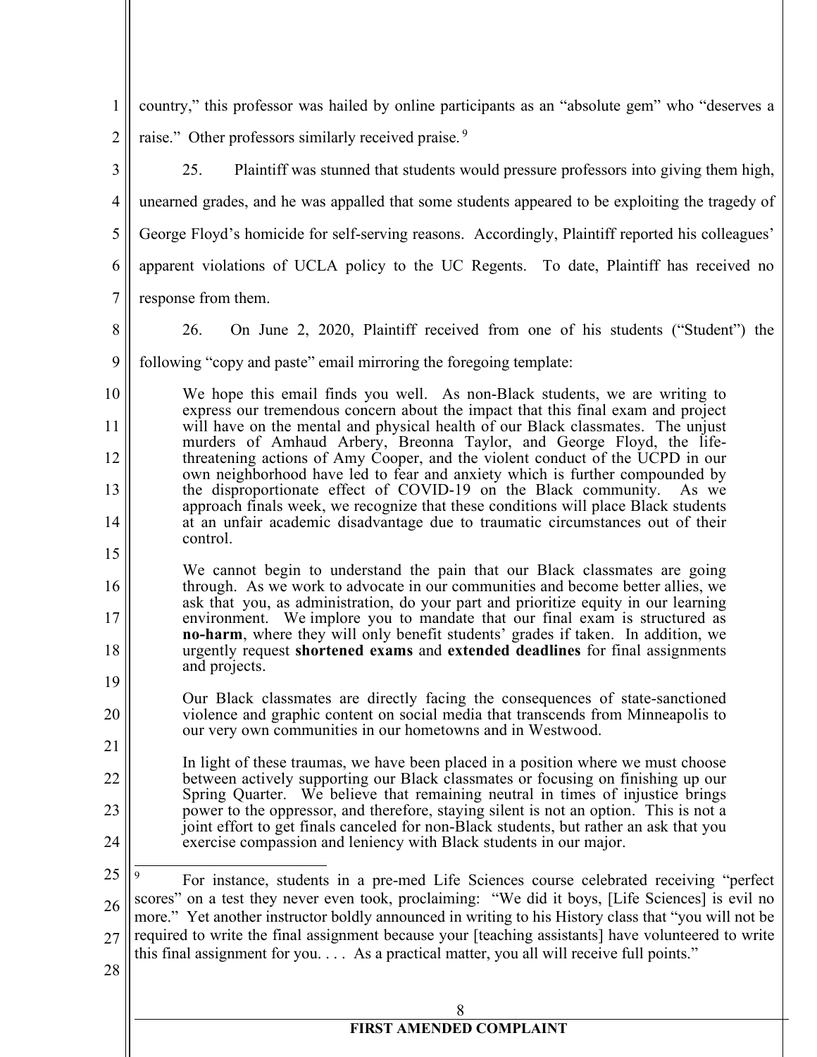country," this professor was hailed by online participants as an "absolute gem" who "deserves a raise." Other professors similarly received praise.[9]

25. Plaintiff was stunned that students would pressure professors into giving them high, unearned grades, and he was appalled that some students appeared to be exploiting the tragedy of George Floyd's homicide for self-serving reasons. Accordingly, Plaintiff reported his colleagues' apparent violations of UCLA policy to the UC Regents. To date, Plaintiff has received no response from them.

26. On June 2, 2020, Plaintiff received from one of his students ("Student") the following "copy and paste" email mirroring the foregoing template:

> We hope this email finds you well. As non-Black students, we are writing to express our tremendous concern about the impact that this final exam and project will have on the mental and physical health of our Black classmates. The unjust murders of Amhaud Arbery, Breonna Taylor, and George Floyd, the life-threatening actions of Amy Cooper, and the violent conduct of the UCPD in our own neighborhood have led to fear and anxiety which is further compounded by the disproportionate effect of COVID-19 on the Black community. As we approach finals week, we recognize that these conditions will place Black students at an unfair academic disadvantage due to traumatic circumstances out of their control.
>
> We cannot begin to understand the pain that our Black classmates are going through. As we work to advocate in our communities and become better allies, we ask that you, as administration, do your part and prioritize equity in our learning environment. We implore you to mandate that our final exam is structured as **no-harm**, where they will only benefit students' grades if taken. In addition, we urgently request **shortened exams** and **extended deadlines** for final assignments and projects.
>
> Our Black classmates are directly facing the consequences of state-sanctioned violence and graphic content on social media that transcends from Minneapolis to our very own communities in our hometowns and in Westwood.
>
> In light of these traumas, we have been placed in a position where we must choose between actively supporting our Black classmates or focusing on finishing up our Spring Quarter. We believe that remaining neutral in times of injustice brings power to the oppressor, and therefore, staying silent is not an option. This is not a joint effort to get finals canceled for non-Black students, but rather an ask that you exercise compassion and leniency with Black students in our major.

---

[9] For instance, students in a pre-med Life Sciences course celebrated receiving "perfect scores" on a test they never even took, proclaiming: "We did it boys, [Life Sciences] is evil no more." Yet another instructor boldly announced in writing to his History class that "you will not be required to write the final assignment because your [teaching assistants] have volunteered to write this final assignment for you. . . . As a practical matter, you all will receive full points."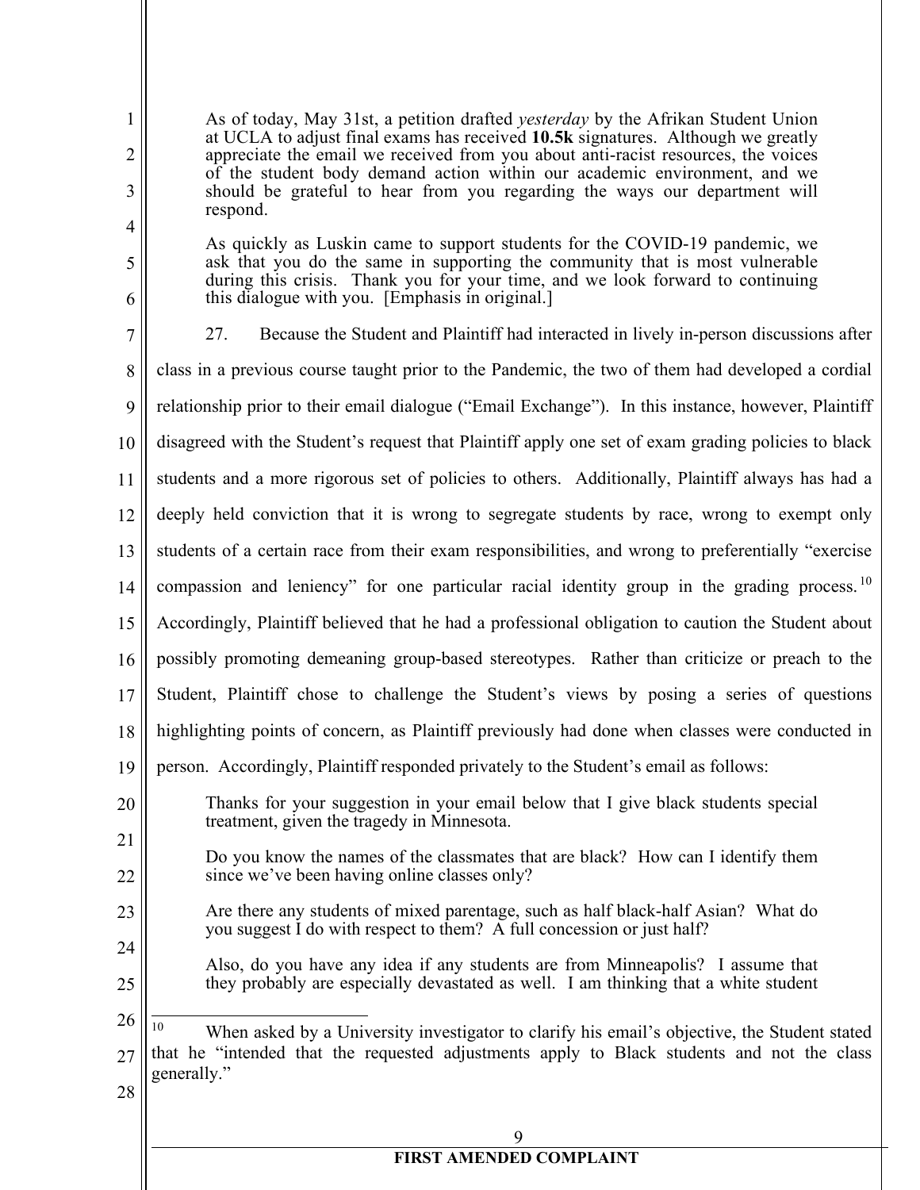> As of today, May 31st, a petition drafted *yesterday* by the Afrikan Student Union at UCLA to adjust final exams has received **10.5k** signatures. Although we greatly appreciate the email we received from you about anti-racist resources, the voices of the student body demand action within our academic environment, and we should be grateful to hear from you regarding the ways our department will respond.
>
> As quickly as Luskin came to support students for the COVID-19 pandemic, we ask that you do the same in supporting the community that is most vulnerable during this crisis. Thank you for your time, and we look forward to continuing this dialogue with you. [Emphasis in original.]

27. Because the Student and Plaintiff had interacted in lively in-person discussions after class in a previous course taught prior to the Pandemic, the two of them had developed a cordial relationship prior to their email dialogue ("Email Exchange"). In this instance, however, Plaintiff disagreed with the Student's request that Plaintiff apply one set of exam grading policies to black students and a more rigorous set of policies to others. Additionally, Plaintiff always has had a deeply held conviction that it is wrong to segregate students by race, wrong to exempt only students of a certain race from their exam responsibilities, and wrong to preferentially "exercise compassion and leniency" for one particular racial identity group in the grading process.[10] Accordingly, Plaintiff believed that he had a professional obligation to caution the Student about possibly promoting demeaning group-based stereotypes. Rather than criticize or preach to the Student, Plaintiff chose to challenge the Student's views by posing a series of questions highlighting points of concern, as Plaintiff previously had done when classes were conducted in person. Accordingly, Plaintiff responded privately to the Student's email as follows:

> Thanks for your suggestion in your email below that I give black students special treatment, given the tragedy in Minnesota.
>
> Do you know the names of the classmates that are black? How can I identify them since we've been having online classes only?
>
> Are there any students of mixed parentage, such as half black-half Asian? What do you suggest I do with respect to them? A full concession or just half?
>
> Also, do you have any idea if any students are from Minneapolis? I assume that they probably are especially devastated as well. I am thinking that a white student

---

[10] When asked by a University investigator to clarify his email's objective, the Student stated that he "intended that the requested adjustments apply to Black students and not the class generally."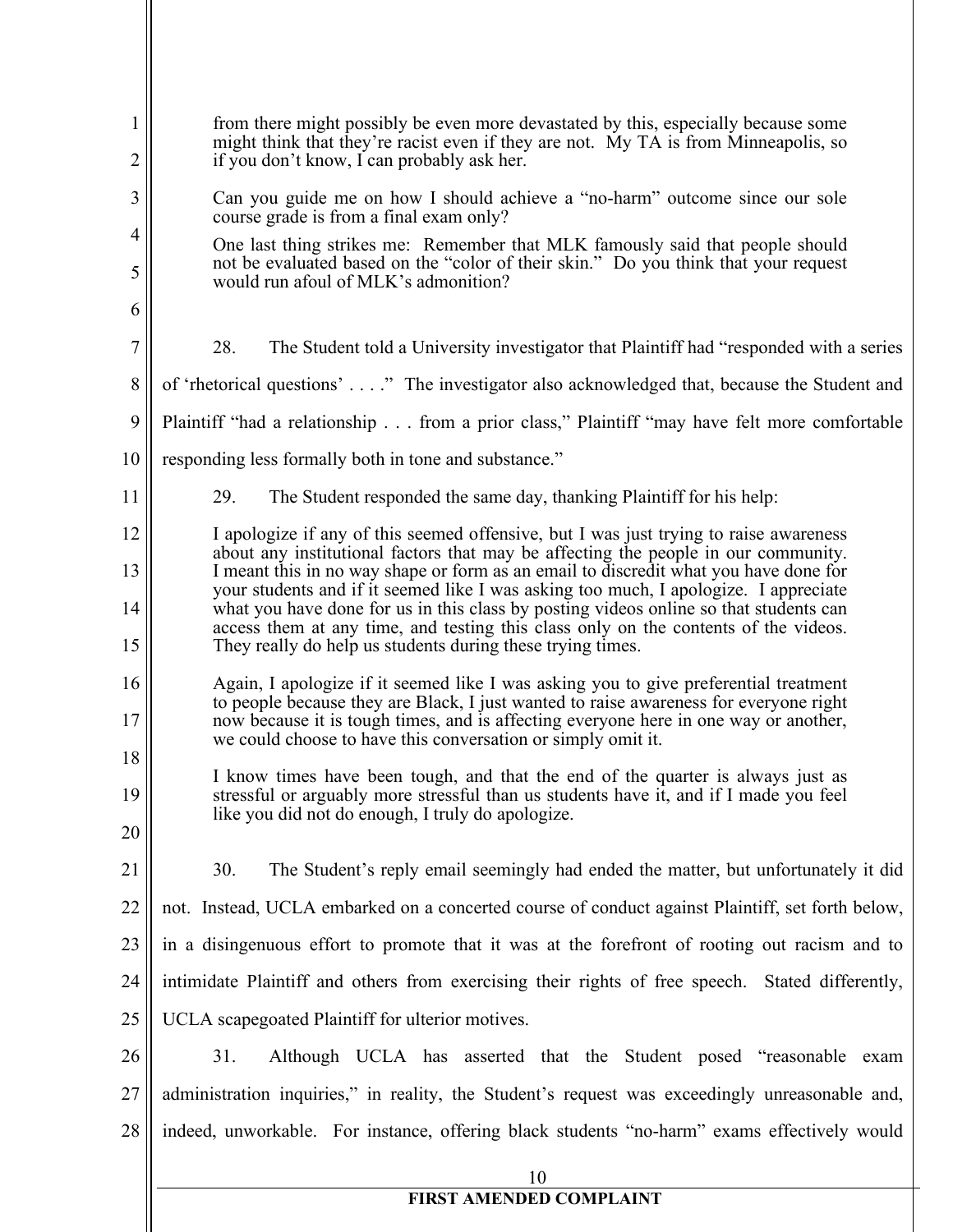> from there might possibly be even more devastated by this, especially because some might think that they're racist even if they are not. My TA is from Minneapolis, so if you don't know, I can probably ask her.
>
> Can you guide me on how I should achieve a "no-harm" outcome since our sole course grade is from a final exam only?
>
> One last thing strikes me: Remember that MLK famously said that people should not be evaluated based on the "color of their skin." Do you think that your request would run afoul of MLK's admonition?

28. The Student told a University investigator that Plaintiff had "responded with a series of 'rhetorical questions' . . . ." The investigator also acknowledged that, because the Student and Plaintiff "had a relationship . . . from a prior class," Plaintiff "may have felt more comfortable responding less formally both in tone and substance."

29. The Student responded the same day, thanking Plaintiff for his help:

> I apologize if any of this seemed offensive, but I was just trying to raise awareness about any institutional factors that may be affecting the people in our community. I meant this in no way shape or form as an email to discredit what you have done for your students and if it seemed like I was asking too much, I apologize. I appreciate what you have done for us in this class by posting videos online so that students can access them at any time, and testing this class only on the contents of the videos. They really do help us students during these trying times.
>
> Again, I apologize if it seemed like I was asking you to give preferential treatment to people because they are Black, I just wanted to raise awareness for everyone right now because it is tough times, and is affecting everyone here in one way or another, we could choose to have this conversation or simply omit it.
>
> I know times have been tough, and that the end of the quarter is always just as stressful or arguably more stressful than us students have it, and if I made you feel like you did not do enough, I truly do apologize.

30. The Student's reply email seemingly had ended the matter, but unfortunately it did not. Instead, UCLA embarked on a concerted course of conduct against Plaintiff, set forth below, in a disingenuous effort to promote that it was at the forefront of rooting out racism and to intimidate Plaintiff and others from exercising their rights of free speech. Stated differently, UCLA scapegoated Plaintiff for ulterior motives.

31. Although UCLA has asserted that the Student posed "reasonable exam administration inquiries," in reality, the Student's request was exceedingly unreasonable and, indeed, unworkable. For instance, offering black students "no-harm" exams effectively would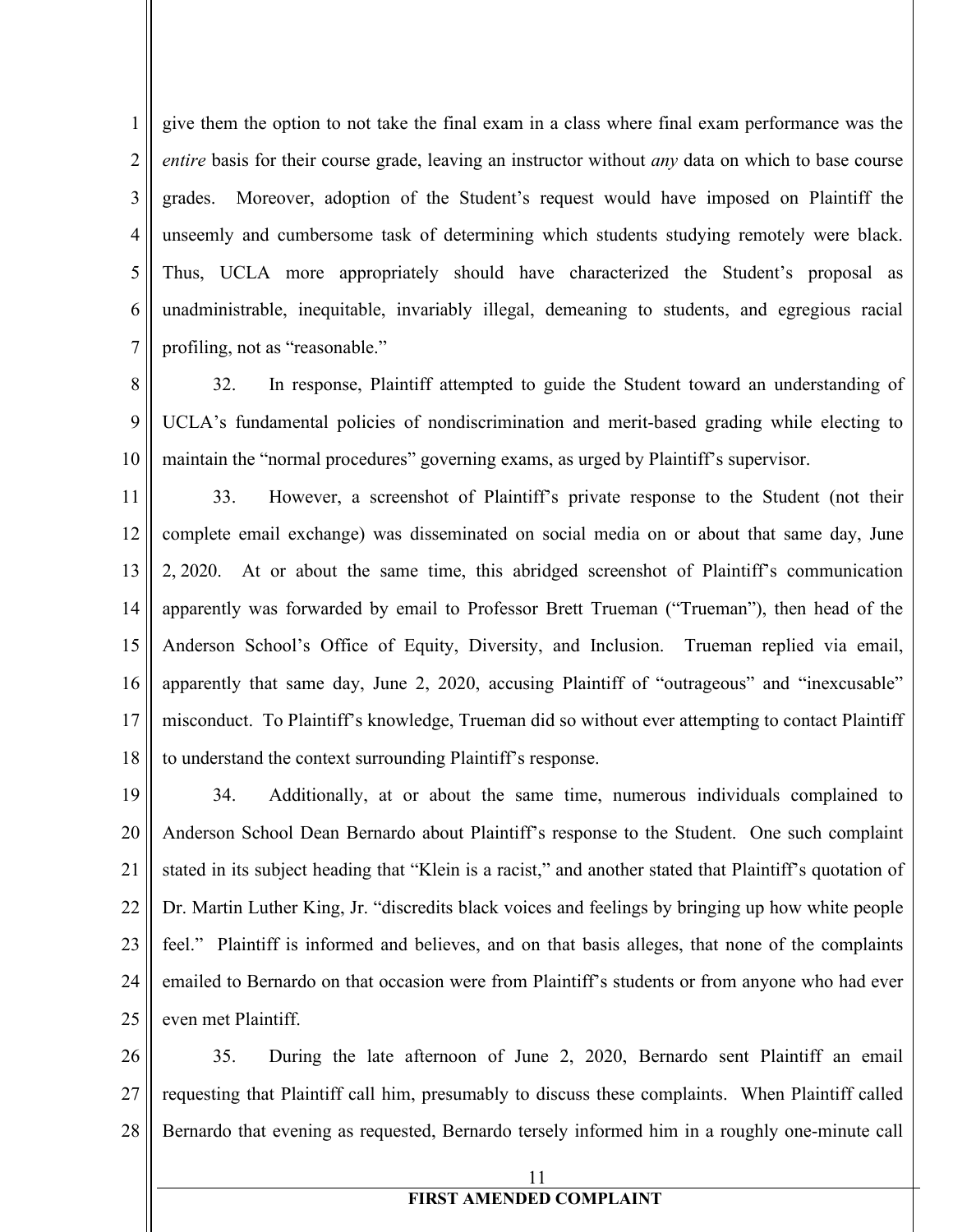give them the option to not take the final exam in a class where final exam performance was the *entire* basis for their course grade, leaving an instructor without *any* data on which to base course grades. Moreover, adoption of the Student's request would have imposed on Plaintiff the unseemly and cumbersome task of determining which students studying remotely were black. Thus, UCLA more appropriately should have characterized the Student's proposal as unadministrable, inequitable, invariably illegal, demeaning to students, and egregious racial profiling, not as "reasonable."

32. In response, Plaintiff attempted to guide the Student toward an understanding of UCLA's fundamental policies of nondiscrimination and merit-based grading while electing to maintain the "normal procedures" governing exams, as urged by Plaintiff's supervisor.

33. However, a screenshot of Plaintiff's private response to the Student (not their complete email exchange) was disseminated on social media on or about that same day, June 2, 2020. At or about the same time, this abridged screenshot of Plaintiff's communication apparently was forwarded by email to Professor Brett Trueman ("Trueman"), then head of the Anderson School's Office of Equity, Diversity, and Inclusion. Trueman replied via email, apparently that same day, June 2, 2020, accusing Plaintiff of "outrageous" and "inexcusable" misconduct. To Plaintiff's knowledge, Trueman did so without ever attempting to contact Plaintiff to understand the context surrounding Plaintiff's response.

34. Additionally, at or about the same time, numerous individuals complained to Anderson School Dean Bernardo about Plaintiff's response to the Student. One such complaint stated in its subject heading that "Klein is a racist," and another stated that Plaintiff's quotation of Dr. Martin Luther King, Jr. "discredits black voices and feelings by bringing up how white people feel." Plaintiff is informed and believes, and on that basis alleges, that none of the complaints emailed to Bernardo on that occasion were from Plaintiff's students or from anyone who had ever even met Plaintiff.

35. During the late afternoon of June 2, 2020, Bernardo sent Plaintiff an email requesting that Plaintiff call him, presumably to discuss these complaints. When Plaintiff called Bernardo that evening as requested, Bernardo tersely informed him in a roughly one-minute call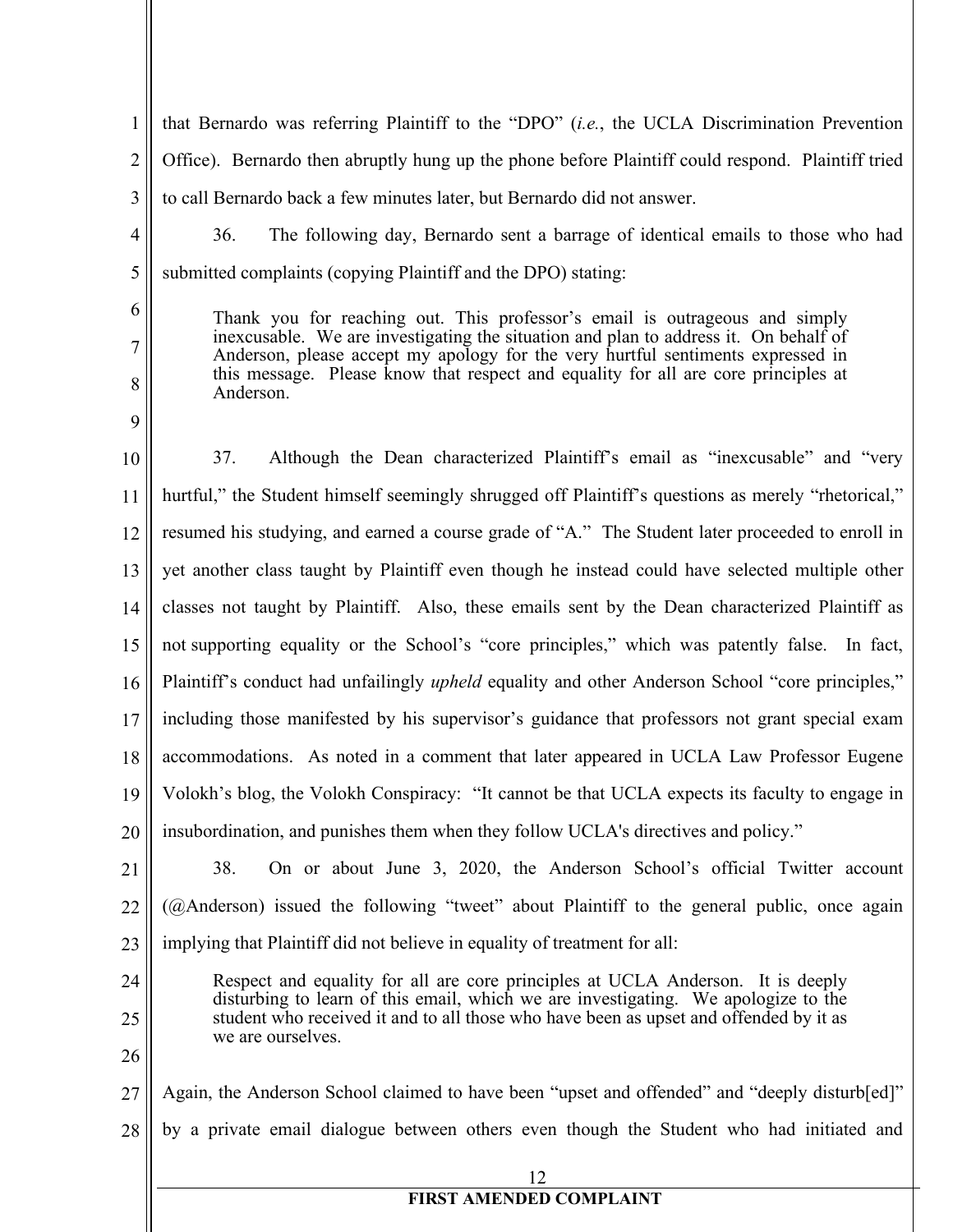that Bernardo was referring Plaintiff to the "DPO" (*i.e.*, the UCLA Discrimination Prevention Office). Bernardo then abruptly hung up the phone before Plaintiff could respond. Plaintiff tried to call Bernardo back a few minutes later, but Bernardo did not answer.

36. The following day, Bernardo sent a barrage of identical emails to those who had submitted complaints (copying Plaintiff and the DPO) stating:

> Thank you for reaching out. This professor's email is outrageous and simply inexcusable. We are investigating the situation and plan to address it. On behalf of Anderson, please accept my apology for the very hurtful sentiments expressed in this message. Please know that respect and equality for all are core principles at Anderson.

37. Although the Dean characterized Plaintiff's email as "inexcusable" and "very hurtful," the Student himself seemingly shrugged off Plaintiff's questions as merely "rhetorical," resumed his studying, and earned a course grade of "A." The Student later proceeded to enroll in yet another class taught by Plaintiff even though he instead could have selected multiple other classes not taught by Plaintiff. Also, these emails sent by the Dean characterized Plaintiff as not supporting equality or the School's "core principles," which was patently false. In fact, Plaintiff's conduct had unfailingly *upheld* equality and other Anderson School "core principles," including those manifested by his supervisor's guidance that professors not grant special exam accommodations. As noted in a comment that later appeared in UCLA Law Professor Eugene Volokh's blog, the Volokh Conspiracy: "It cannot be that UCLA expects its faculty to engage in insubordination, and punishes them when they follow UCLA's directives and policy."

38. On or about June 3, 2020, the Anderson School's official Twitter account (@Anderson) issued the following "tweet" about Plaintiff to the general public, once again implying that Plaintiff did not believe in equality of treatment for all:

> Respect and equality for all are core principles at UCLA Anderson. It is deeply disturbing to learn of this email, which we are investigating. We apologize to the student who received it and to all those who have been as upset and offended by it as we are ourselves.

Again, the Anderson School claimed to have been "upset and offended" and "deeply disturb[ed]" by a private email dialogue between others even though the Student who had initiated and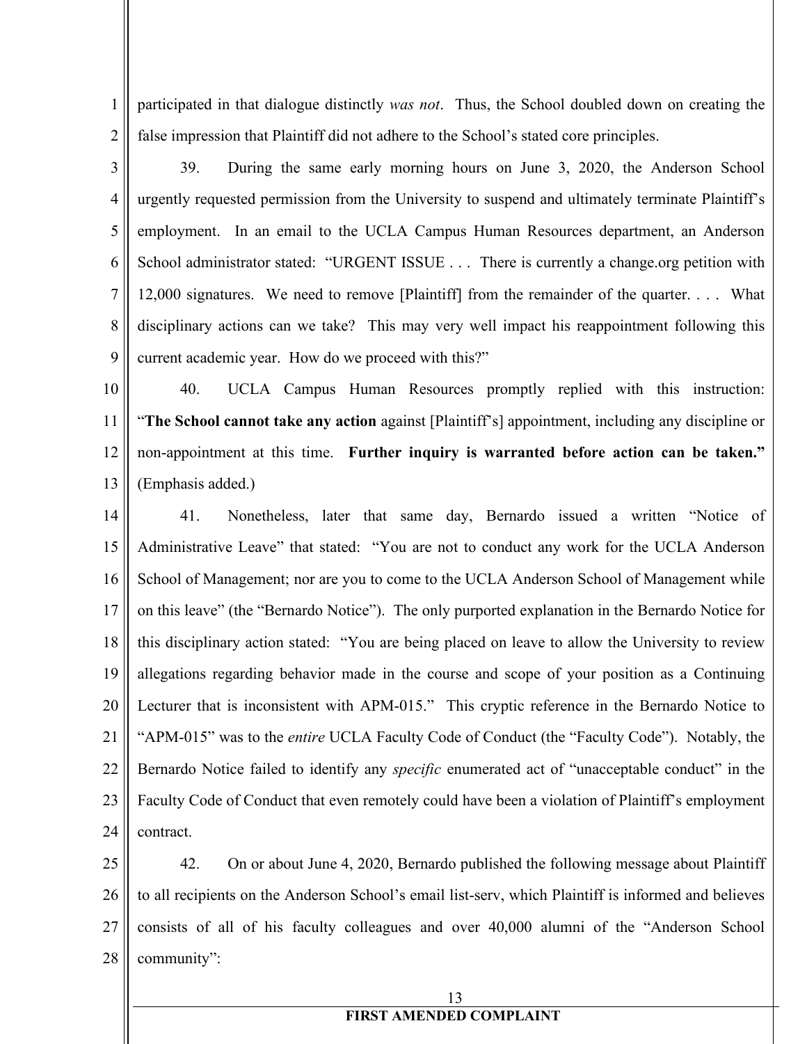participated in that dialogue distinctly *was not*. Thus, the School doubled down on creating the false impression that Plaintiff did not adhere to the School's stated core principles.

39. During the same early morning hours on June 3, 2020, the Anderson School urgently requested permission from the University to suspend and ultimately terminate Plaintiff's employment. In an email to the UCLA Campus Human Resources department, an Anderson School administrator stated: "URGENT ISSUE . . . There is currently a change.org petition with 12,000 signatures. We need to remove [Plaintiff] from the remainder of the quarter. . . . What disciplinary actions can we take? This may very well impact his reappointment following this current academic year. How do we proceed with this?"

40. UCLA Campus Human Resources promptly replied with this instruction: "**The School cannot take any action** against [Plaintiff's] appointment, including any discipline or non-appointment at this time. **Further inquiry is warranted before action can be taken.**" (Emphasis added.)

41. Nonetheless, later that same day, Bernardo issued a written "Notice of Administrative Leave" that stated: "You are not to conduct any work for the UCLA Anderson School of Management; nor are you to come to the UCLA Anderson School of Management while on this leave" (the "Bernardo Notice"). The only purported explanation in the Bernardo Notice for this disciplinary action stated: "You are being placed on leave to allow the University to review allegations regarding behavior made in the course and scope of your position as a Continuing Lecturer that is inconsistent with APM-015." This cryptic reference in the Bernardo Notice to "APM-015" was to the *entire* UCLA Faculty Code of Conduct (the "Faculty Code"). Notably, the Bernardo Notice failed to identify any *specific* enumerated act of "unacceptable conduct" in the Faculty Code of Conduct that even remotely could have been a violation of Plaintiff's employment contract.

42. On or about June 4, 2020, Bernardo published the following message about Plaintiff to all recipients on the Anderson School's email list-serv, which Plaintiff is informed and believes consists of all of his faculty colleagues and over 40,000 alumni of the "Anderson School community":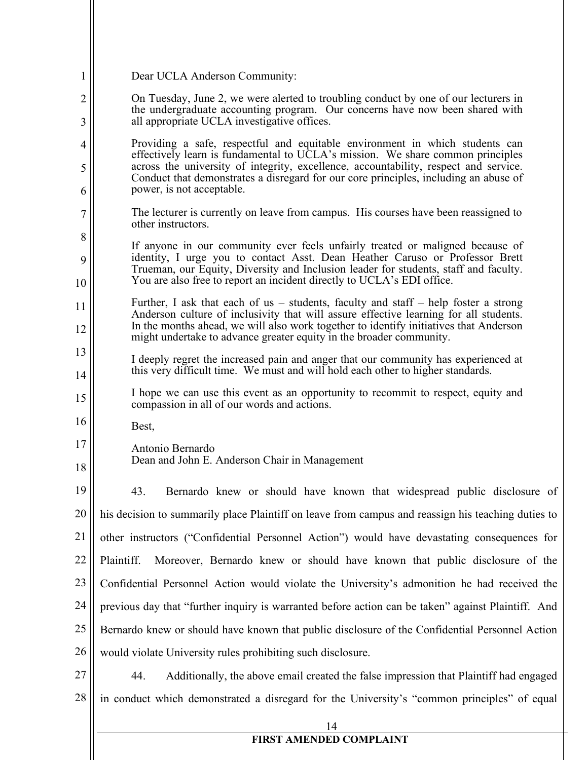> Dear UCLA Anderson Community:
>
> On Tuesday, June 2, we were alerted to troubling conduct by one of our lecturers in the undergraduate accounting program. Our concerns have now been shared with all appropriate UCLA investigative offices.
>
> Providing a safe, respectful and equitable environment in which students can effectively learn is fundamental to UCLA's mission. We share common principles across the university of integrity, excellence, accountability, respect and service. Conduct that demonstrates a disregard for our core principles, including an abuse of power, is not acceptable.
>
> The lecturer is currently on leave from campus. His courses have been reassigned to other instructors.
>
> If anyone in our community ever feels unfairly treated or maligned because of identity, I urge you to contact Asst. Dean Heather Caruso or Professor Brett Trueman, our Equity, Diversity and Inclusion leader for students, staff and faculty. You are also free to report an incident directly to UCLA's EDI office.
>
> Further, I ask that each of us – students, faculty and staff – help foster a strong Anderson culture of inclusivity that will assure effective learning for all students. In the months ahead, we will also work together to identify initiatives that Anderson might undertake to advance greater equity in the broader community.
>
> I deeply regret the increased pain and anger that our community has experienced at this very difficult time. We must and will hold each other to higher standards.
>
> I hope we can use this event as an opportunity to recommit to respect, equity and compassion in all of our words and actions.
>
> Best,
>
> Antonio Bernardo
> Dean and John E. Anderson Chair in Management

43. Bernardo knew or should have known that widespread public disclosure of his decision to summarily place Plaintiff on leave from campus and reassign his teaching duties to other instructors ("Confidential Personnel Action") would have devastating consequences for Plaintiff. Moreover, Bernardo knew or should have known that public disclosure of the Confidential Personnel Action would violate the University's admonition he had received the previous day that "further inquiry is warranted before action can be taken" against Plaintiff. And Bernardo knew or should have known that public disclosure of the Confidential Personnel Action would violate University rules prohibiting such disclosure.

44. Additionally, the above email created the false impression that Plaintiff had engaged in conduct which demonstrated a disregard for the University's "common principles" of equal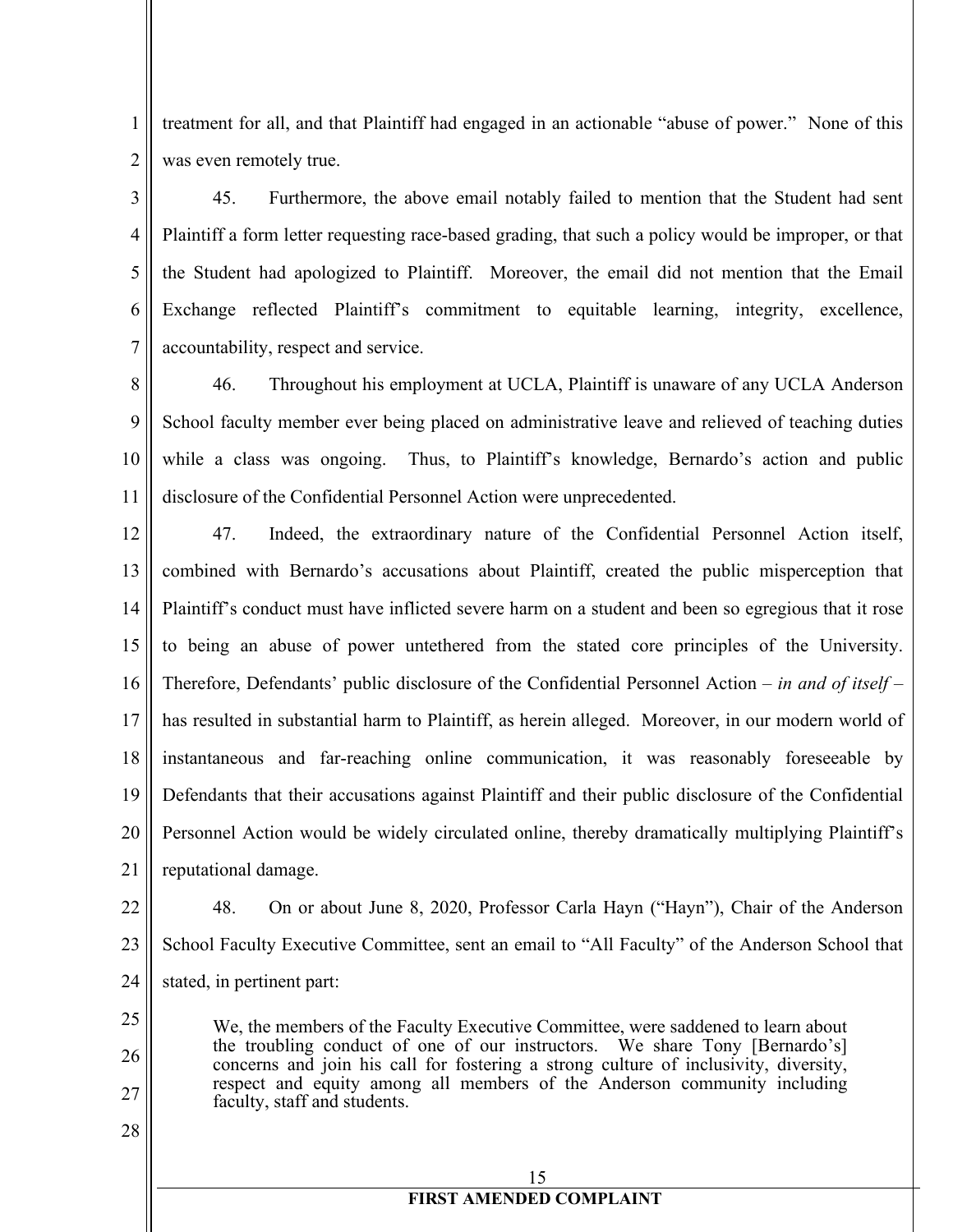treatment for all, and that Plaintiff had engaged in an actionable "abuse of power." None of this was even remotely true.

45. Furthermore, the above email notably failed to mention that the Student had sent Plaintiff a form letter requesting race-based grading, that such a policy would be improper, or that the Student had apologized to Plaintiff. Moreover, the email did not mention that the Email Exchange reflected Plaintiff's commitment to equitable learning, integrity, excellence, accountability, respect and service.

46. Throughout his employment at UCLA, Plaintiff is unaware of any UCLA Anderson School faculty member ever being placed on administrative leave and relieved of teaching duties while a class was ongoing. Thus, to Plaintiff's knowledge, Bernardo's action and public disclosure of the Confidential Personnel Action were unprecedented.

47. Indeed, the extraordinary nature of the Confidential Personnel Action itself, combined with Bernardo's accusations about Plaintiff, created the public misperception that Plaintiff's conduct must have inflicted severe harm on a student and been so egregious that it rose to being an abuse of power untethered from the stated core principles of the University. Therefore, Defendants' public disclosure of the Confidential Personnel Action – *in and of itself* – has resulted in substantial harm to Plaintiff, as herein alleged. Moreover, in our modern world of instantaneous and far-reaching online communication, it was reasonably foreseeable by Defendants that their accusations against Plaintiff and their public disclosure of the Confidential Personnel Action would be widely circulated online, thereby dramatically multiplying Plaintiff's reputational damage.

48. On or about June 8, 2020, Professor Carla Hayn ("Hayn"), Chair of the Anderson School Faculty Executive Committee, sent an email to "All Faculty" of the Anderson School that stated, in pertinent part:

> We, the members of the Faculty Executive Committee, were saddened to learn about the troubling conduct of one of our instructors. We share Tony [Bernardo's] concerns and join his call for fostering a strong culture of inclusivity, diversity, respect and equity among all members of the Anderson community including faculty, staff and students.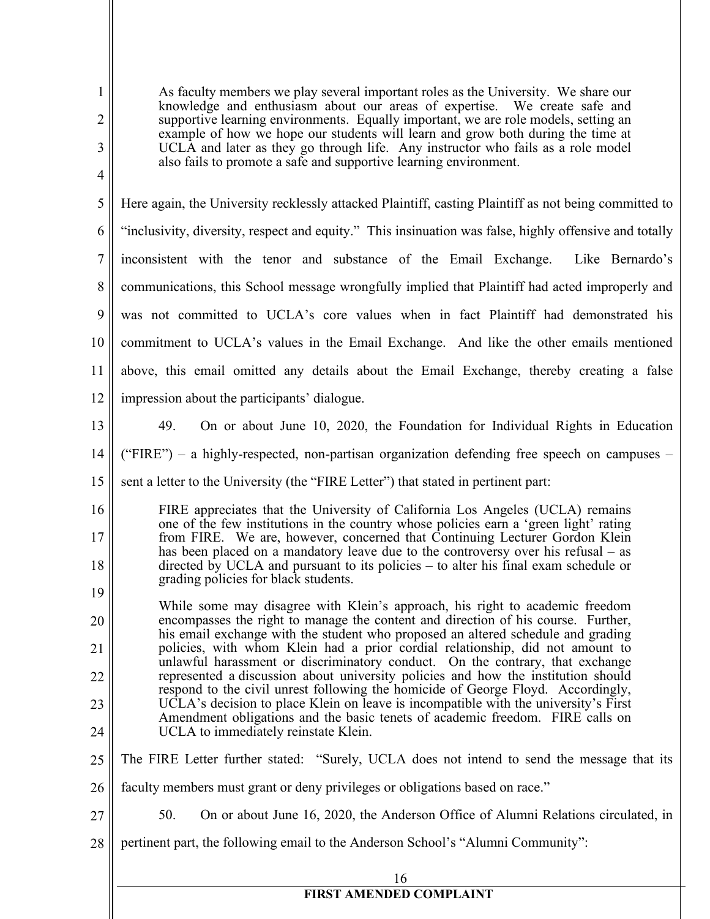> As faculty members we play several important roles as the University. We share our knowledge and enthusiasm about our areas of expertise. We create safe and supportive learning environments. Equally important, we are role models, setting an example of how we hope our students will learn and grow both during the time at UCLA and later as they go through life. Any instructor who fails as a role model also fails to promote a safe and supportive learning environment.

Here again, the University recklessly attacked Plaintiff, casting Plaintiff as not being committed to "inclusivity, diversity, respect and equity." This insinuation was false, highly offensive and totally inconsistent with the tenor and substance of the Email Exchange. Like Bernardo's communications, this School message wrongfully implied that Plaintiff had acted improperly and was not committed to UCLA's core values when in fact Plaintiff had demonstrated his commitment to UCLA's values in the Email Exchange. And like the other emails mentioned above, this email omitted any details about the Email Exchange, thereby creating a false impression about the participants' dialogue.

49. On or about June 10, 2020, the Foundation for Individual Rights in Education ("FIRE") – a highly-respected, non-partisan organization defending free speech on campuses – sent a letter to the University (the "FIRE Letter") that stated in pertinent part:

> FIRE appreciates that the University of California Los Angeles (UCLA) remains one of the few institutions in the country whose policies earn a 'green light' rating from FIRE. We are, however, concerned that Continuing Lecturer Gordon Klein has been placed on a mandatory leave due to the controversy over his refusal – as directed by UCLA and pursuant to its policies – to alter his final exam schedule or grading policies for black students.
>
> While some may disagree with Klein's approach, his right to academic freedom encompasses the right to manage the content and direction of his course. Further, his email exchange with the student who proposed an altered schedule and grading policies, with whom Klein had a prior cordial relationship, did not amount to unlawful harassment or discriminatory conduct. On the contrary, that exchange represented a discussion about university policies and how the institution should respond to the civil unrest following the homicide of George Floyd. Accordingly, UCLA's decision to place Klein on leave is incompatible with the university's First Amendment obligations and the basic tenets of academic freedom. FIRE calls on UCLA to immediately reinstate Klein.

The FIRE Letter further stated: "Surely, UCLA does not intend to send the message that its faculty members must grant or deny privileges or obligations based on race."

50. On or about June 16, 2020, the Anderson Office of Alumni Relations circulated, in pertinent part, the following email to the Anderson School's "Alumni Community":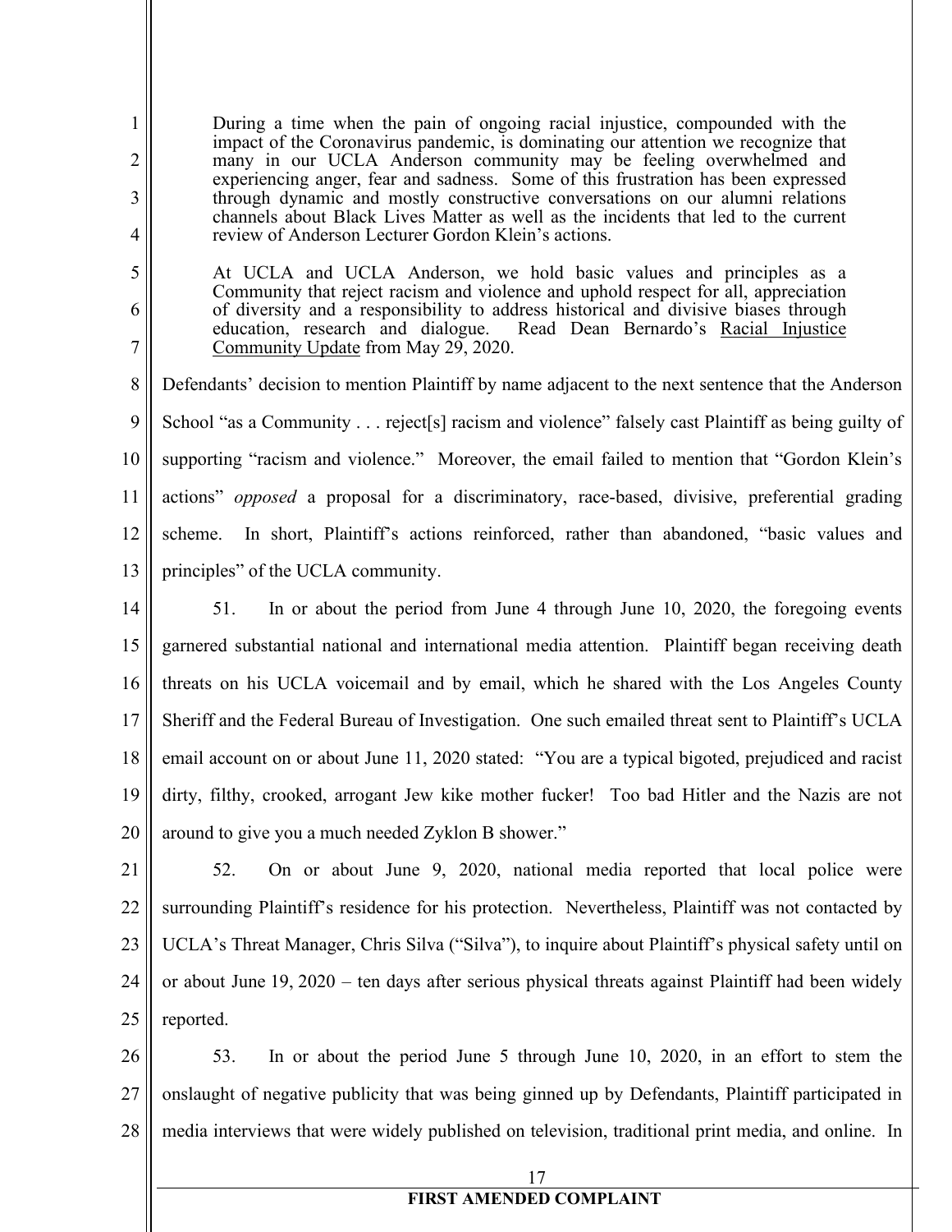> During a time when the pain of ongoing racial injustice, compounded with the impact of the Coronavirus pandemic, is dominating our attention we recognize that many in our UCLA Anderson community may be feeling overwhelmed and experiencing anger, fear and sadness. Some of this frustration has been expressed through dynamic and mostly constructive conversations on our alumni relations channels about Black Lives Matter as well as the incidents that led to the current review of Anderson Lecturer Gordon Klein's actions.
>
> At UCLA and UCLA Anderson, we hold basic values and principles as a Community that reject racism and violence and uphold respect for all, appreciation of diversity and a responsibility to address historical and divisive biases through education, research and dialogue. Read Dean Bernardo's Racial Injustice Community Update from May 29, 2020.

Defendants' decision to mention Plaintiff by name adjacent to the next sentence that the Anderson School "as a Community . . . reject[s] racism and violence" falsely cast Plaintiff as being guilty of supporting "racism and violence." Moreover, the email failed to mention that "Gordon Klein's actions" *opposed* a proposal for a discriminatory, race-based, divisive, preferential grading scheme. In short, Plaintiff's actions reinforced, rather than abandoned, "basic values and principles" of the UCLA community.

51. In or about the period from June 4 through June 10, 2020, the foregoing events garnered substantial national and international media attention. Plaintiff began receiving death threats on his UCLA voicemail and by email, which he shared with the Los Angeles County Sheriff and the Federal Bureau of Investigation. One such emailed threat sent to Plaintiff's UCLA email account on or about June 11, 2020 stated: "You are a typical bigoted, prejudiced and racist dirty, filthy, crooked, arrogant Jew kike mother fucker! Too bad Hitler and the Nazis are not around to give you a much needed Zyklon B shower."

52. On or about June 9, 2020, national media reported that local police were surrounding Plaintiff's residence for his protection. Nevertheless, Plaintiff was not contacted by UCLA's Threat Manager, Chris Silva ("Silva"), to inquire about Plaintiff's physical safety until on or about June 19, 2020 – ten days after serious physical threats against Plaintiff had been widely reported.

53. In or about the period June 5 through June 10, 2020, in an effort to stem the onslaught of negative publicity that was being ginned up by Defendants, Plaintiff participated in media interviews that were widely published on television, traditional print media, and online. In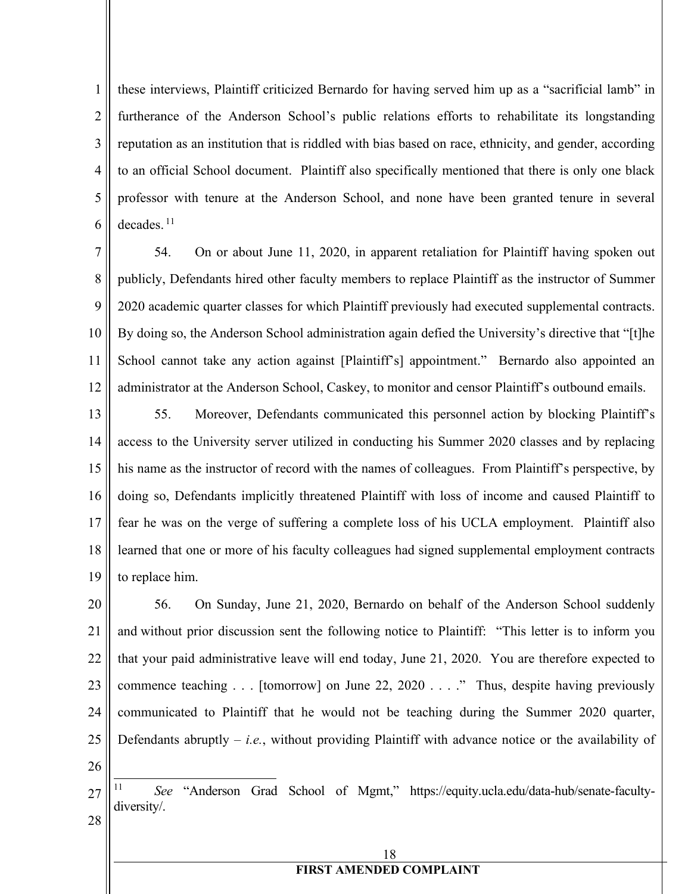these interviews, Plaintiff criticized Bernardo for having served him up as a "sacrificial lamb" in furtherance of the Anderson School's public relations efforts to rehabilitate its longstanding reputation as an institution that is riddled with bias based on race, ethnicity, and gender, according to an official School document. Plaintiff also specifically mentioned that there is only one black professor with tenure at the Anderson School, and none have been granted tenure in several decades.[11]

54. On or about June 11, 2020, in apparent retaliation for Plaintiff having spoken out publicly, Defendants hired other faculty members to replace Plaintiff as the instructor of Summer 2020 academic quarter classes for which Plaintiff previously had executed supplemental contracts. By doing so, the Anderson School administration again defied the University's directive that "[t]he School cannot take any action against [Plaintiff's] appointment." Bernardo also appointed an administrator at the Anderson School, Caskey, to monitor and censor Plaintiff's outbound emails.

55. Moreover, Defendants communicated this personnel action by blocking Plaintiff's access to the University server utilized in conducting his Summer 2020 classes and by replacing his name as the instructor of record with the names of colleagues. From Plaintiff's perspective, by doing so, Defendants implicitly threatened Plaintiff with loss of income and caused Plaintiff to fear he was on the verge of suffering a complete loss of his UCLA employment. Plaintiff also learned that one or more of his faculty colleagues had signed supplemental employment contracts to replace him.

56. On Sunday, June 21, 2020, Bernardo on behalf of the Anderson School suddenly and without prior discussion sent the following notice to Plaintiff: "This letter is to inform you that your paid administrative leave will end today, June 21, 2020. You are therefore expected to commence teaching . . . [tomorrow] on June 22, 2020 . . . ." Thus, despite having previously communicated to Plaintiff that he would not be teaching during the Summer 2020 quarter, Defendants abruptly – *i.e.*, without providing Plaintiff with advance notice or the availability of

---

[11] *See* "Anderson Grad School of Mgmt," https://equity.ucla.edu/data-hub/senate-faculty-diversity/.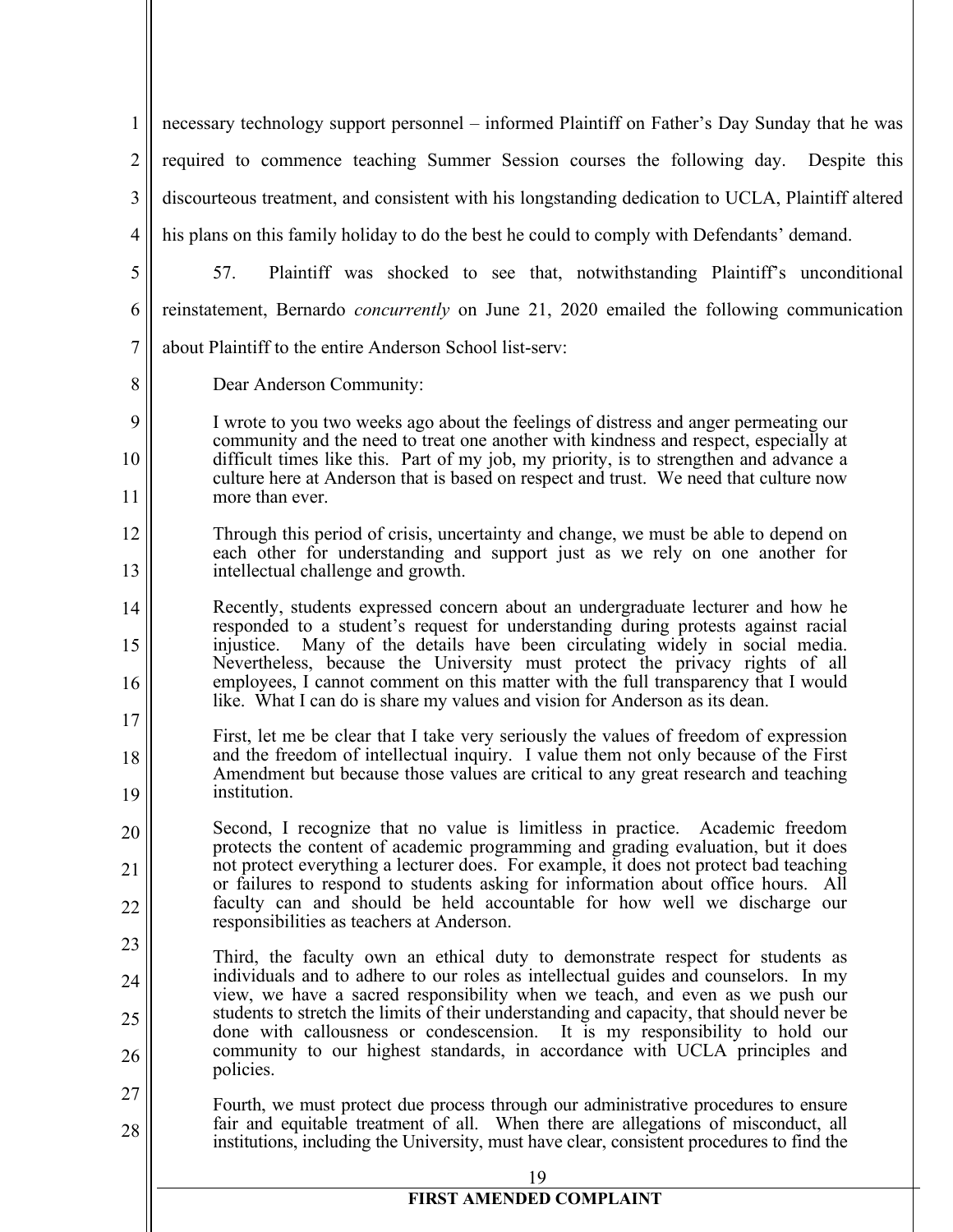necessary technology support personnel – informed Plaintiff on Father's Day Sunday that he was required to commence teaching Summer Session courses the following day. Despite this discourteous treatment, and consistent with his longstanding dedication to UCLA, Plaintiff altered his plans on this family holiday to do the best he could to comply with Defendants' demand.

57. Plaintiff was shocked to see that, notwithstanding Plaintiff's unconditional reinstatement, Bernardo *concurrently* on June 21, 2020 emailed the following communication about Plaintiff to the entire Anderson School list-serv:

> Dear Anderson Community:
>
> I wrote to you two weeks ago about the feelings of distress and anger permeating our community and the need to treat one another with kindness and respect, especially at difficult times like this. Part of my job, my priority, is to strengthen and advance a culture here at Anderson that is based on respect and trust. We need that culture now more than ever.
>
> Through this period of crisis, uncertainty and change, we must be able to depend on each other for understanding and support just as we rely on one another for intellectual challenge and growth.
>
> Recently, students expressed concern about an undergraduate lecturer and how he responded to a student's request for understanding during protests against racial injustice. Many of the details have been circulating widely in social media. Nevertheless, because the University must protect the privacy rights of all employees, I cannot comment on this matter with the full transparency that I would like. What I can do is share my values and vision for Anderson as its dean.
>
> First, let me be clear that I take very seriously the values of freedom of expression and the freedom of intellectual inquiry. I value them not only because of the First Amendment but because those values are critical to any great research and teaching institution.
>
> Second, I recognize that no value is limitless in practice. Academic freedom protects the content of academic programming and grading evaluation, but it does not protect everything a lecturer does. For example, it does not protect bad teaching or failures to respond to students asking for information about office hours. All faculty can and should be held accountable for how well we discharge our responsibilities as teachers at Anderson.
>
> Third, the faculty own an ethical duty to demonstrate respect for students as individuals and to adhere to our roles as intellectual guides and counselors. In my view, we have a sacred responsibility when we teach, and even as we push our students to stretch the limits of their understanding and capacity, that should never be done with callousness or condescension. It is my responsibility to hold our community to our highest standards, in accordance with UCLA principles and policies.
>
> Fourth, we must protect due process through our administrative procedures to ensure fair and equitable treatment of all. When there are allegations of misconduct, all institutions, including the University, must have clear, consistent procedures to find the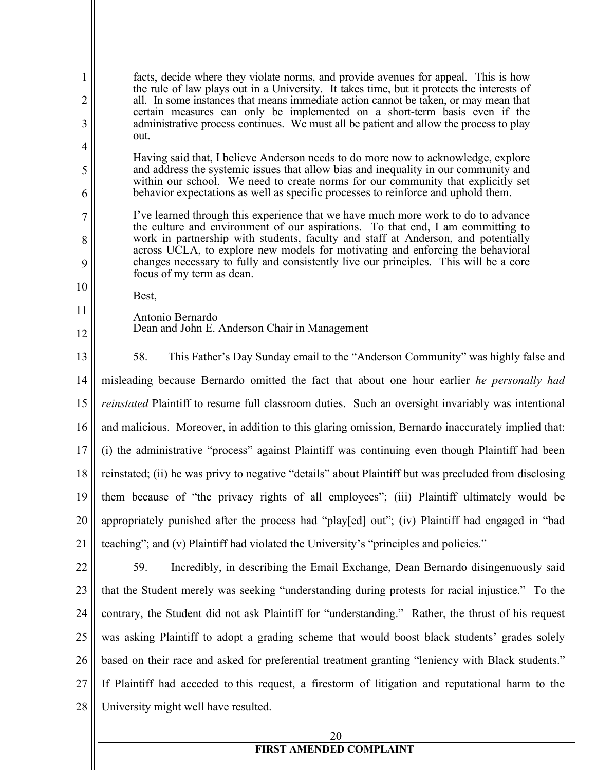facts, decide where they violate norms, and provide avenues for appeal. This is how the rule of law plays out in a University. It takes time, but it protects the interests of all. In some instances that means immediate action cannot be taken, or may mean that certain measures can only be implemented on a short-term basis even if the administrative process continues. We must all be patient and allow the process to play out.

Having said that, I believe Anderson needs to do more now to acknowledge, explore and address the systemic issues that allow bias and inequality in our community and within our school. We need to create norms for our community that explicitly set behavior expectations as well as specific processes to reinforce and uphold them.

I've learned through this experience that we have much more work to do to advance the culture and environment of our aspirations. To that end, I am committing to work in partnership with students, faculty and staff at Anderson, and potentially across UCLA, to explore new models for motivating and enforcing the behavioral changes necessary to fully and consistently live our principles. This will be a core focus of my term as dean.

Best,

Antonio Bernardo
Dean and John E. Anderson Chair in Management

58. This Father's Day Sunday email to the "Anderson Community" was highly false and misleading because Bernardo omitted the fact that about one hour earlier *he personally had reinstated* Plaintiff to resume full classroom duties. Such an oversight invariably was intentional and malicious. Moreover, in addition to this glaring omission, Bernardo inaccurately implied that: (i) the administrative "process" against Plaintiff was continuing even though Plaintiff had been reinstated; (ii) he was privy to negative "details" about Plaintiff but was precluded from disclosing them because of "the privacy rights of all employees"; (iii) Plaintiff ultimately would be appropriately punished after the process had "play[ed] out"; (iv) Plaintiff had engaged in "bad teaching"; and (v) Plaintiff had violated the University's "principles and policies."

59. Incredibly, in describing the Email Exchange, Dean Bernardo disingenuously said that the Student merely was seeking "understanding during protests for racial injustice." To the contrary, the Student did not ask Plaintiff for "understanding." Rather, the thrust of his request was asking Plaintiff to adopt a grading scheme that would boost black students' grades solely based on their race and asked for preferential treatment granting "leniency with Black students." If Plaintiff had acceded to this request, a firestorm of litigation and reputational harm to the University might well have resulted.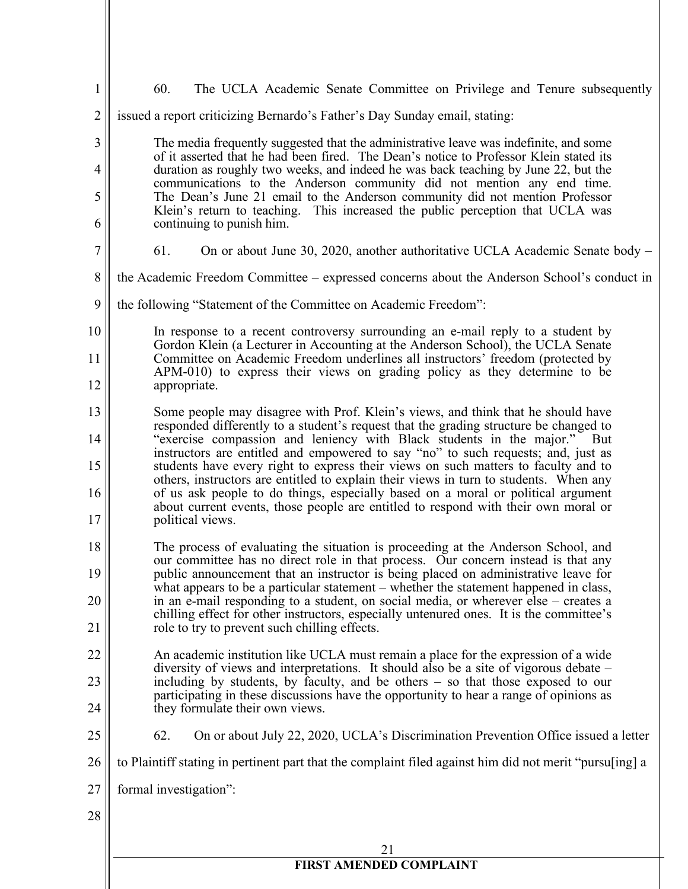60. The UCLA Academic Senate Committee on Privilege and Tenure subsequently issued a report criticizing Bernardo's Father's Day Sunday email, stating:

> The media frequently suggested that the administrative leave was indefinite, and some of it asserted that he had been fired. The Dean's notice to Professor Klein stated its duration as roughly two weeks, and indeed he was back teaching by June 22, but the communications to the Anderson community did not mention any end time. The Dean's June 21 email to the Anderson community did not mention Professor Klein's return to teaching. This increased the public perception that UCLA was continuing to punish him.

61. On or about June 30, 2020, another authoritative UCLA Academic Senate body – the Academic Freedom Committee – expressed concerns about the Anderson School's conduct in the following "Statement of the Committee on Academic Freedom":

> In response to a recent controversy surrounding an e-mail reply to a student by Gordon Klein (a Lecturer in Accounting at the Anderson School), the UCLA Senate Committee on Academic Freedom underlines all instructors' freedom (protected by APM-010) to express their views on grading policy as they determine to be appropriate.
>
> Some people may disagree with Prof. Klein's views, and think that he should have responded differently to a student's request that the grading structure be changed to "exercise compassion and leniency with Black students in the major." But instructors are entitled and empowered to say "no" to such requests; and, just as students have every right to express their views on such matters to faculty and to others, instructors are entitled to explain their views in turn to students. When any of us ask people to do things, especially based on a moral or political argument about current events, those people are entitled to respond with their own moral or political views.
>
> The process of evaluating the situation is proceeding at the Anderson School, and our committee has no direct role in that process. Our concern instead is that any public announcement that an instructor is being placed on administrative leave for what appears to be a particular statement – whether the statement happened in class, in an e-mail responding to a student, on social media, or wherever else – creates a chilling effect for other instructors, especially untenured ones. It is the committee's role to try to prevent such chilling effects.
>
> An academic institution like UCLA must remain a place for the expression of a wide diversity of views and interpretations. It should also be a site of vigorous debate – including by students, by faculty, and be others – so that those exposed to our participating in these discussions have the opportunity to hear a range of opinions as they formulate their own views.

62. On or about July 22, 2020, UCLA's Discrimination Prevention Office issued a letter to Plaintiff stating in pertinent part that the complaint filed against him did not merit "pursu[ing] a formal investigation":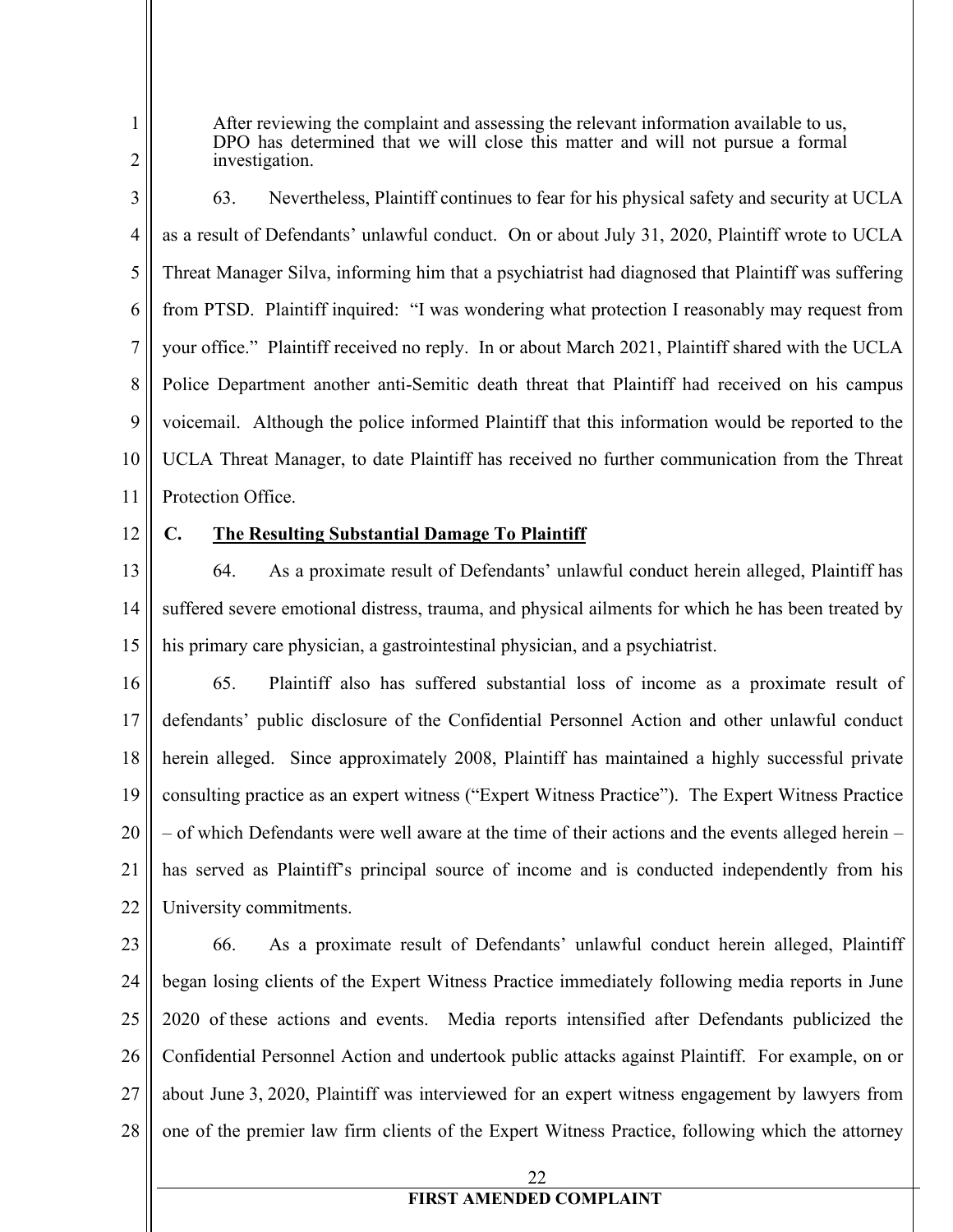> After reviewing the complaint and assessing the relevant information available to us, DPO has determined that we will close this matter and will not pursue a formal investigation.

63. Nevertheless, Plaintiff continues to fear for his physical safety and security at UCLA as a result of Defendants' unlawful conduct. On or about July 31, 2020, Plaintiff wrote to UCLA Threat Manager Silva, informing him that a psychiatrist had diagnosed that Plaintiff was suffering from PTSD. Plaintiff inquired: "I was wondering what protection I reasonably may request from your office." Plaintiff received no reply. In or about March 2021, Plaintiff shared with the UCLA Police Department another anti-Semitic death threat that Plaintiff had received on his campus voicemail. Although the police informed Plaintiff that this information would be reported to the UCLA Threat Manager, to date Plaintiff has received no further communication from the Threat Protection Office.

### C. <u>The Resulting Substantial Damage To Plaintiff</u>

64. As a proximate result of Defendants' unlawful conduct herein alleged, Plaintiff has suffered severe emotional distress, trauma, and physical ailments for which he has been treated by his primary care physician, a gastrointestinal physician, and a psychiatrist.

65. Plaintiff also has suffered substantial loss of income as a proximate result of defendants' public disclosure of the Confidential Personnel Action and other unlawful conduct herein alleged. Since approximately 2008, Plaintiff has maintained a highly successful private consulting practice as an expert witness ("Expert Witness Practice"). The Expert Witness Practice – of which Defendants were well aware at the time of their actions and the events alleged herein – has served as Plaintiff's principal source of income and is conducted independently from his University commitments.

66. As a proximate result of Defendants' unlawful conduct herein alleged, Plaintiff began losing clients of the Expert Witness Practice immediately following media reports in June 2020 of these actions and events. Media reports intensified after Defendants publicized the Confidential Personnel Action and undertook public attacks against Plaintiff. For example, on or about June 3, 2020, Plaintiff was interviewed for an expert witness engagement by lawyers from one of the premier law firm clients of the Expert Witness Practice, following which the attorney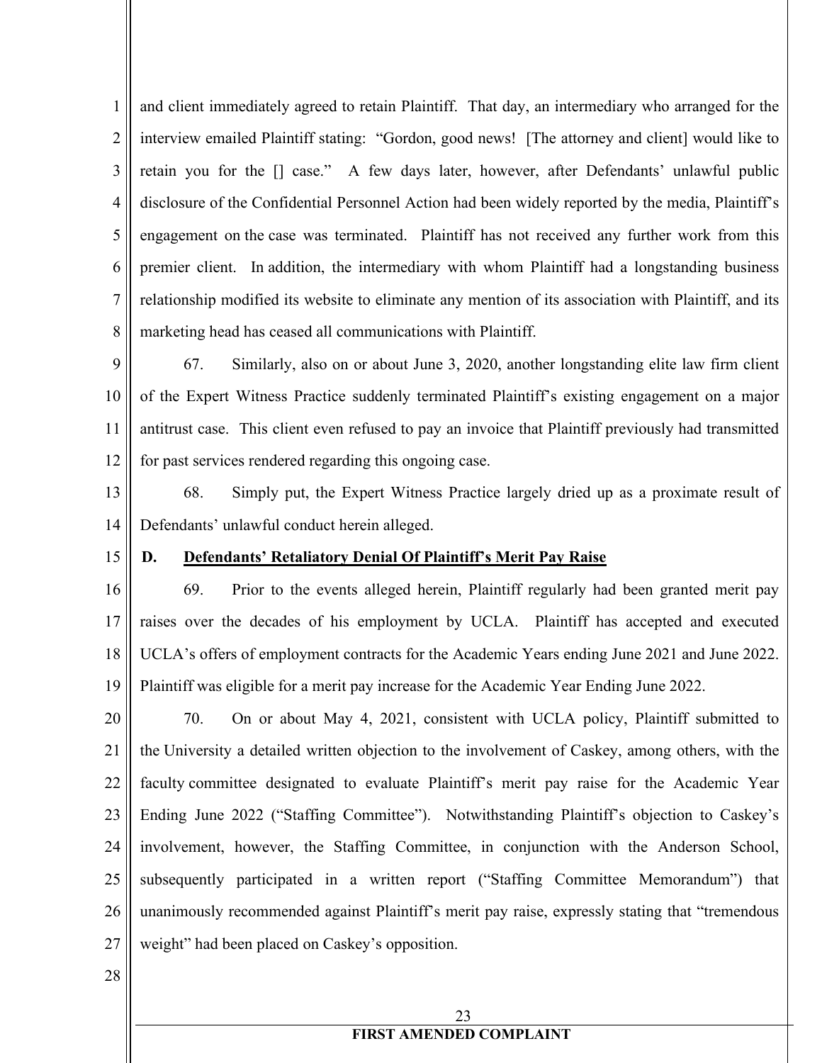and client immediately agreed to retain Plaintiff. That day, an intermediary who arranged for the interview emailed Plaintiff stating: "Gordon, good news! [The attorney and client] would like to retain you for the [] case." A few days later, however, after Defendants' unlawful public disclosure of the Confidential Personnel Action had been widely reported by the media, Plaintiff's engagement on the case was terminated. Plaintiff has not received any further work from this premier client. In addition, the intermediary with whom Plaintiff had a longstanding business relationship modified its website to eliminate any mention of its association with Plaintiff, and its marketing head has ceased all communications with Plaintiff.

67. Similarly, also on or about June 3, 2020, another longstanding elite law firm client of the Expert Witness Practice suddenly terminated Plaintiff's existing engagement on a major antitrust case. This client even refused to pay an invoice that Plaintiff previously had transmitted for past services rendered regarding this ongoing case.

68. Simply put, the Expert Witness Practice largely dried up as a proximate result of Defendants' unlawful conduct herein alleged.

### D. Defendants' Retaliatory Denial Of Plaintiff's Merit Pay Raise

69. Prior to the events alleged herein, Plaintiff regularly had been granted merit pay raises over the decades of his employment by UCLA. Plaintiff has accepted and executed UCLA's offers of employment contracts for the Academic Years ending June 2021 and June 2022. Plaintiff was eligible for a merit pay increase for the Academic Year Ending June 2022.

70. On or about May 4, 2021, consistent with UCLA policy, Plaintiff submitted to the University a detailed written objection to the involvement of Caskey, among others, with the faculty committee designated to evaluate Plaintiff's merit pay raise for the Academic Year Ending June 2022 ("Staffing Committee"). Notwithstanding Plaintiff's objection to Caskey's involvement, however, the Staffing Committee, in conjunction with the Anderson School, subsequently participated in a written report ("Staffing Committee Memorandum") that unanimously recommended against Plaintiff's merit pay raise, expressly stating that "tremendous weight" had been placed on Caskey's opposition.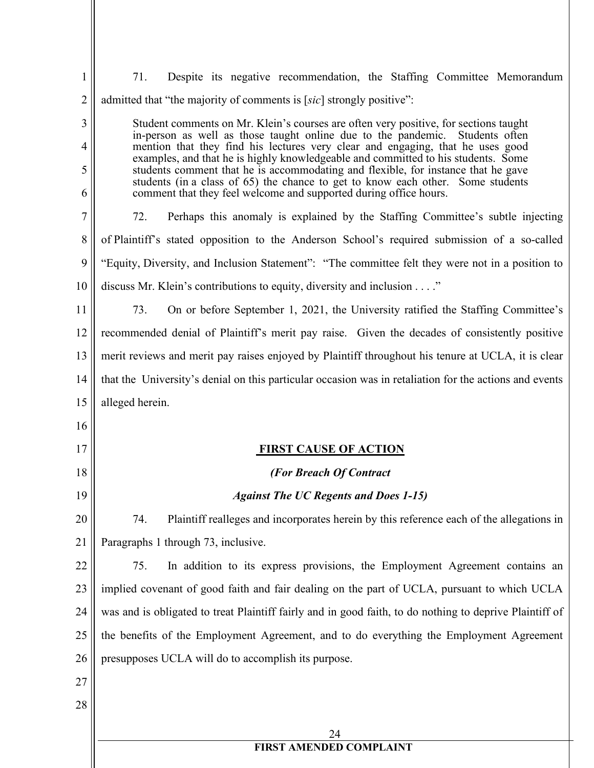71. Despite its negative recommendation, the Staffing Committee Memorandum admitted that "the majority of comments is [*sic*] strongly positive":

> Student comments on Mr. Klein's courses are often very positive, for sections taught in-person as well as those taught online due to the pandemic. Students often mention that they find his lectures very clear and engaging, that he uses good examples, and that he is highly knowledgeable and committed to his students. Some students comment that he is accommodating and flexible, for instance that he gave students (in a class of 65) the chance to get to know each other. Some students comment that they feel welcome and supported during office hours.

72. Perhaps this anomaly is explained by the Staffing Committee's subtle injecting of Plaintiff's stated opposition to the Anderson School's required submission of a so-called "Equity, Diversity, and Inclusion Statement": "The committee felt they were not in a position to discuss Mr. Klein's contributions to equity, diversity and inclusion . . . ."

73. On or before September 1, 2021, the University ratified the Staffing Committee's recommended denial of Plaintiff's merit pay raise. Given the decades of consistently positive merit reviews and merit pay raises enjoyed by Plaintiff throughout his tenure at UCLA, it is clear that the University's denial on this particular occasion was in retaliation for the actions and events alleged herein.

## **FIRST CAUSE OF ACTION**

***(For Breach Of Contract***

***Against The UC Regents and Does 1-15)***

74. Plaintiff realleges and incorporates herein by this reference each of the allegations in Paragraphs 1 through 73, inclusive.

75. In addition to its express provisions, the Employment Agreement contains an implied covenant of good faith and fair dealing on the part of UCLA, pursuant to which UCLA was and is obligated to treat Plaintiff fairly and in good faith, to do nothing to deprive Plaintiff of the benefits of the Employment Agreement, and to do everything the Employment Agreement presupposes UCLA will do to accomplish its purpose.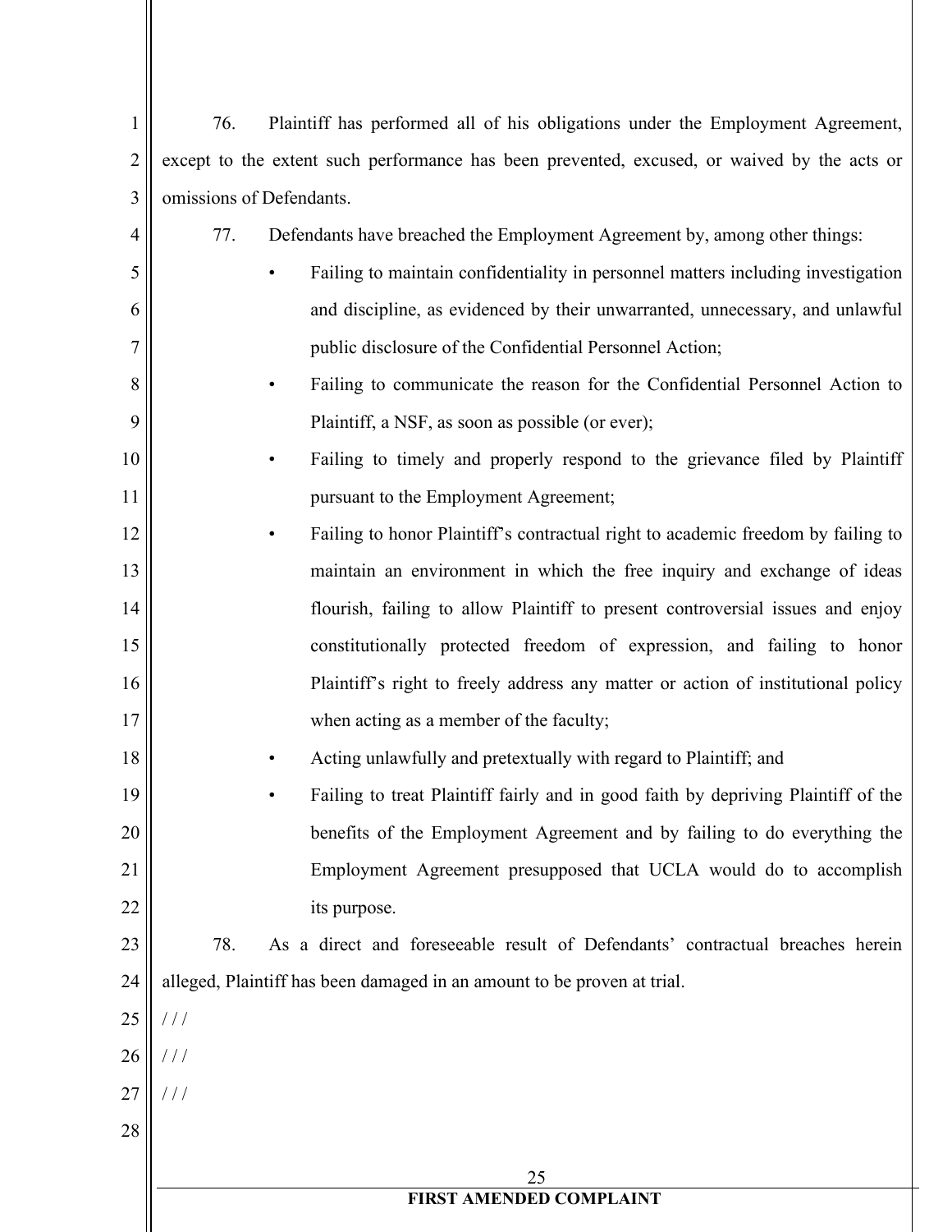76. Plaintiff has performed all of his obligations under the Employment Agreement, except to the extent such performance has been prevented, excused, or waived by the acts or omissions of Defendants.

77. Defendants have breached the Employment Agreement by, among other things:

- Failing to maintain confidentiality in personnel matters including investigation and discipline, as evidenced by their unwarranted, unnecessary, and unlawful public disclosure of the Confidential Personnel Action;
- Failing to communicate the reason for the Confidential Personnel Action to Plaintiff, a NSF, as soon as possible (or ever);
- Failing to timely and properly respond to the grievance filed by Plaintiff pursuant to the Employment Agreement;
- Failing to honor Plaintiff's contractual right to academic freedom by failing to maintain an environment in which the free inquiry and exchange of ideas flourish, failing to allow Plaintiff to present controversial issues and enjoy constitutionally protected freedom of expression, and failing to honor Plaintiff's right to freely address any matter or action of institutional policy when acting as a member of the faculty;
- Acting unlawfully and pretextually with regard to Plaintiff; and
- Failing to treat Plaintiff fairly and in good faith by depriving Plaintiff of the benefits of the Employment Agreement and by failing to do everything the Employment Agreement presupposed that UCLA would do to accomplish its purpose.

78. As a direct and foreseeable result of Defendants' contractual breaches herein alleged, Plaintiff has been damaged in an amount to be proven at trial.

/ / /

/ / /

/ / /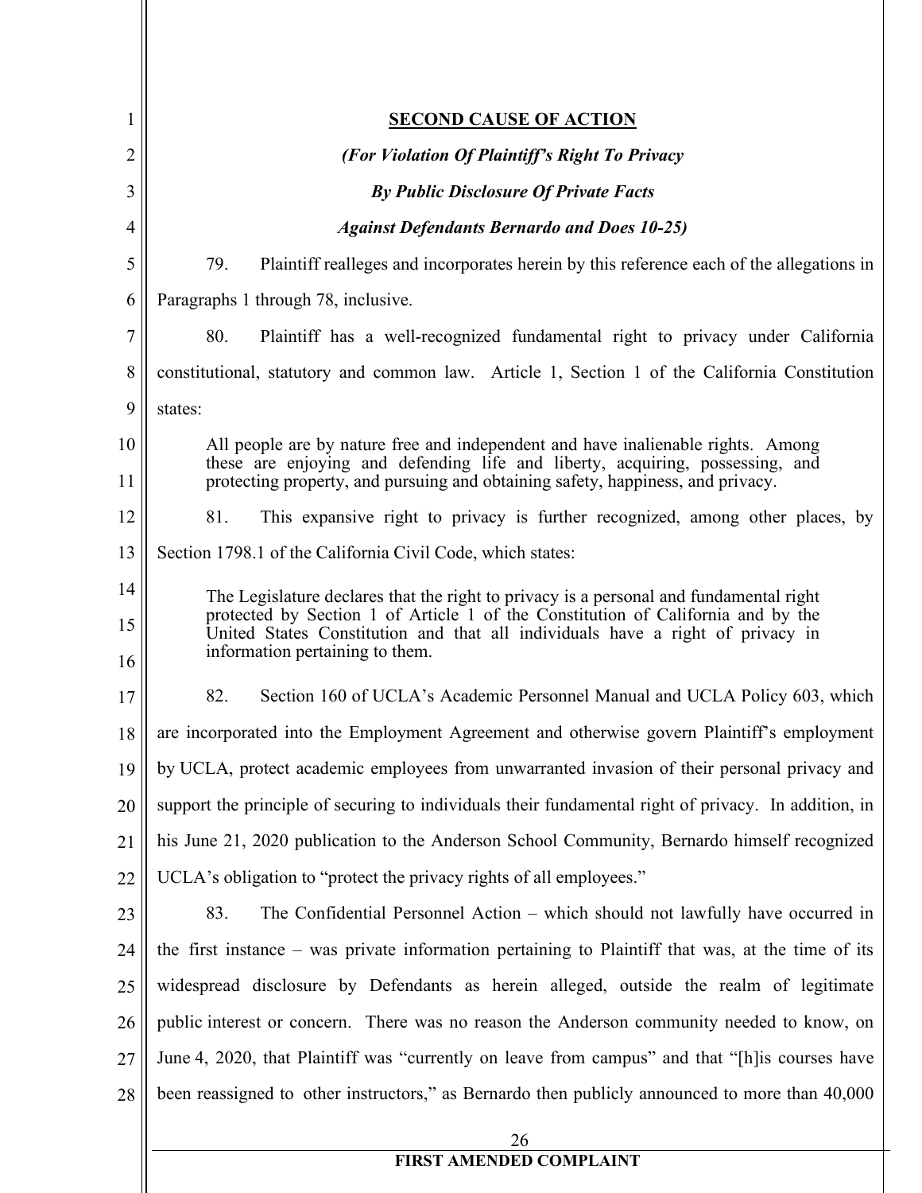**SECOND CAUSE OF ACTION**

***(For Violation Of Plaintiff's Right To Privacy***

***By Public Disclosure Of Private Facts***

***Against Defendants Bernardo and Does 10-25)***

79. Plaintiff realleges and incorporates herein by this reference each of the allegations in Paragraphs 1 through 78, inclusive.

80. Plaintiff has a well-recognized fundamental right to privacy under California constitutional, statutory and common law. Article 1, Section 1 of the California Constitution states:

> All people are by nature free and independent and have inalienable rights. Among these are enjoying and defending life and liberty, acquiring, possessing, and protecting property, and pursuing and obtaining safety, happiness, and privacy.

81. This expansive right to privacy is further recognized, among other places, by Section 1798.1 of the California Civil Code, which states:

> The Legislature declares that the right to privacy is a personal and fundamental right protected by Section 1 of Article 1 of the Constitution of California and by the United States Constitution and that all individuals have a right of privacy in information pertaining to them.

82. Section 160 of UCLA's Academic Personnel Manual and UCLA Policy 603, which are incorporated into the Employment Agreement and otherwise govern Plaintiff's employment by UCLA, protect academic employees from unwarranted invasion of their personal privacy and support the principle of securing to individuals their fundamental right of privacy. In addition, in his June 21, 2020 publication to the Anderson School Community, Bernardo himself recognized UCLA's obligation to "protect the privacy rights of all employees."

83. The Confidential Personnel Action – which should not lawfully have occurred in the first instance – was private information pertaining to Plaintiff that was, at the time of its widespread disclosure by Defendants as herein alleged, outside the realm of legitimate public interest or concern. There was no reason the Anderson community needed to know, on June 4, 2020, that Plaintiff was "currently on leave from campus" and that "[h]is courses have been reassigned to other instructors," as Bernardo then publicly announced to more than 40,000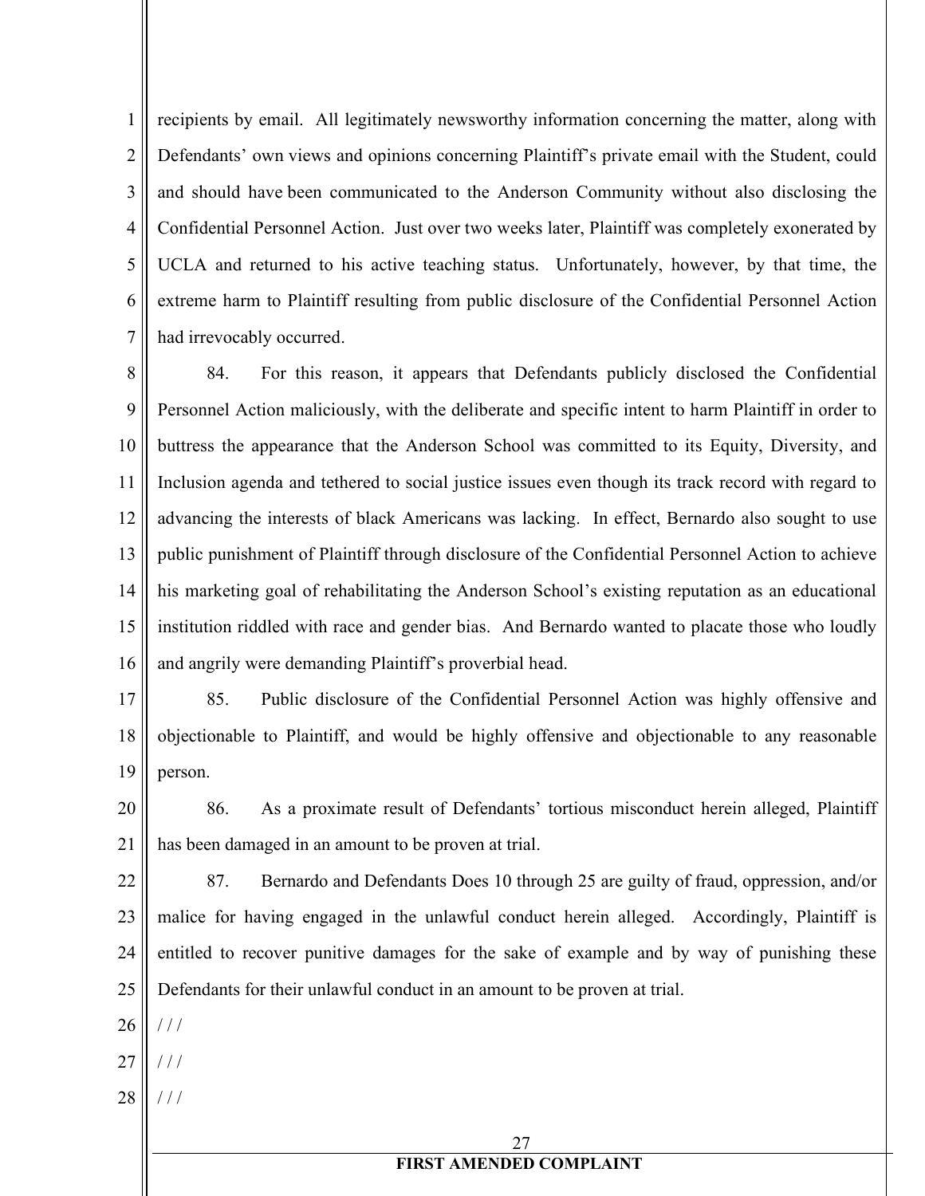recipients by email. All legitimately newsworthy information concerning the matter, along with Defendants' own views and opinions concerning Plaintiff's private email with the Student, could and should have been communicated to the Anderson Community without also disclosing the Confidential Personnel Action. Just over two weeks later, Plaintiff was completely exonerated by UCLA and returned to his active teaching status. Unfortunately, however, by that time, the extreme harm to Plaintiff resulting from public disclosure of the Confidential Personnel Action had irrevocably occurred.

84. For this reason, it appears that Defendants publicly disclosed the Confidential Personnel Action maliciously, with the deliberate and specific intent to harm Plaintiff in order to buttress the appearance that the Anderson School was committed to its Equity, Diversity, and Inclusion agenda and tethered to social justice issues even though its track record with regard to advancing the interests of black Americans was lacking. In effect, Bernardo also sought to use public punishment of Plaintiff through disclosure of the Confidential Personnel Action to achieve his marketing goal of rehabilitating the Anderson School's existing reputation as an educational institution riddled with race and gender bias. And Bernardo wanted to placate those who loudly and angrily were demanding Plaintiff's proverbial head.

85. Public disclosure of the Confidential Personnel Action was highly offensive and objectionable to Plaintiff, and would be highly offensive and objectionable to any reasonable person.

86. As a proximate result of Defendants' tortious misconduct herein alleged, Plaintiff has been damaged in an amount to be proven at trial.

87. Bernardo and Defendants Does 10 through 25 are guilty of fraud, oppression, and/or malice for having engaged in the unlawful conduct herein alleged. Accordingly, Plaintiff is entitled to recover punitive damages for the sake of example and by way of punishing these Defendants for their unlawful conduct in an amount to be proven at trial.

/ / /

/ / /

/ / /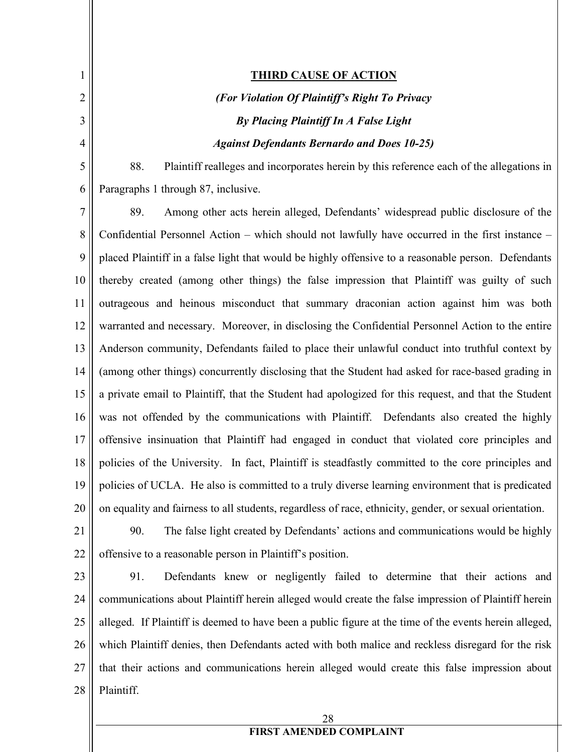**THIRD CAUSE OF ACTION**

***(For Violation Of Plaintiff's Right To Privacy***

***By Placing Plaintiff In A False Light***

***Against Defendants Bernardo and Does 10-25)***

88. Plaintiff realleges and incorporates herein by this reference each of the allegations in Paragraphs 1 through 87, inclusive.

89. Among other acts herein alleged, Defendants' widespread public disclosure of the Confidential Personnel Action – which should not lawfully have occurred in the first instance – placed Plaintiff in a false light that would be highly offensive to a reasonable person. Defendants thereby created (among other things) the false impression that Plaintiff was guilty of such outrageous and heinous misconduct that summary draconian action against him was both warranted and necessary. Moreover, in disclosing the Confidential Personnel Action to the entire Anderson community, Defendants failed to place their unlawful conduct into truthful context by (among other things) concurrently disclosing that the Student had asked for race-based grading in a private email to Plaintiff, that the Student had apologized for this request, and that the Student was not offended by the communications with Plaintiff. Defendants also created the highly offensive insinuation that Plaintiff had engaged in conduct that violated core principles and policies of the University. In fact, Plaintiff is steadfastly committed to the core principles and policies of UCLA. He also is committed to a truly diverse learning environment that is predicated on equality and fairness to all students, regardless of race, ethnicity, gender, or sexual orientation.

90. The false light created by Defendants' actions and communications would be highly offensive to a reasonable person in Plaintiff's position.

91. Defendants knew or negligently failed to determine that their actions and communications about Plaintiff herein alleged would create the false impression of Plaintiff herein alleged. If Plaintiff is deemed to have been a public figure at the time of the events herein alleged, which Plaintiff denies, then Defendants acted with both malice and reckless disregard for the risk that their actions and communications herein alleged would create this false impression about Plaintiff.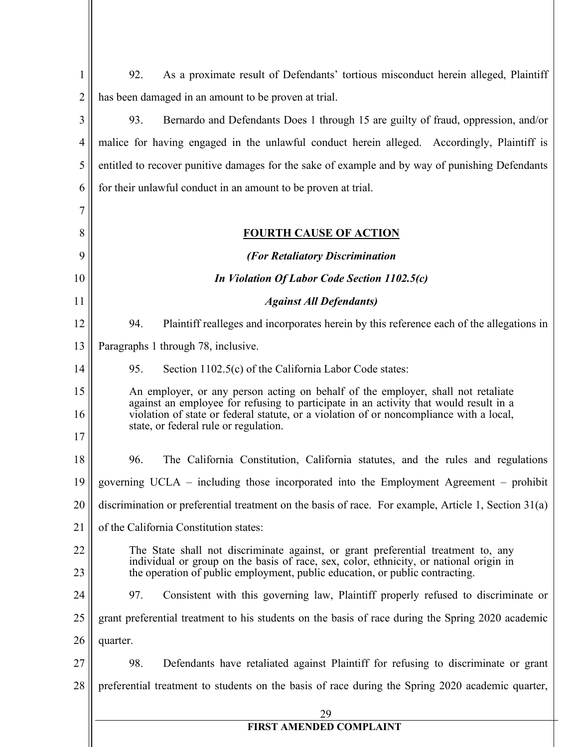92. As a proximate result of Defendants' tortious misconduct herein alleged, Plaintiff has been damaged in an amount to be proven at trial.

93. Bernardo and Defendants Does 1 through 15 are guilty of fraud, oppression, and/or malice for having engaged in the unlawful conduct herein alleged. Accordingly, Plaintiff is entitled to recover punitive damages for the sake of example and by way of punishing Defendants for their unlawful conduct in an amount to be proven at trial.

## FOURTH CAUSE OF ACTION

***(For Retaliatory Discrimination***

***In Violation Of Labor Code Section 1102.5(c)***

***Against All Defendants)***

94. Plaintiff realleges and incorporates herein by this reference each of the allegations in Paragraphs 1 through 78, inclusive.

95. Section 1102.5(c) of the California Labor Code states:

> An employer, or any person acting on behalf of the employer, shall not retaliate against an employee for refusing to participate in an activity that would result in a violation of state or federal statute, or a violation of or noncompliance with a local, state, or federal rule or regulation.

96. The California Constitution, California statutes, and the rules and regulations governing UCLA – including those incorporated into the Employment Agreement – prohibit discrimination or preferential treatment on the basis of race. For example, Article 1, Section 31(a) of the California Constitution states:

> The State shall not discriminate against, or grant preferential treatment to, any individual or group on the basis of race, sex, color, ethnicity, or national origin in the operation of public employment, public education, or public contracting.

97. Consistent with this governing law, Plaintiff properly refused to discriminate or grant preferential treatment to his students on the basis of race during the Spring 2020 academic quarter.

98. Defendants have retaliated against Plaintiff for refusing to discriminate or grant preferential treatment to students on the basis of race during the Spring 2020 academic quarter,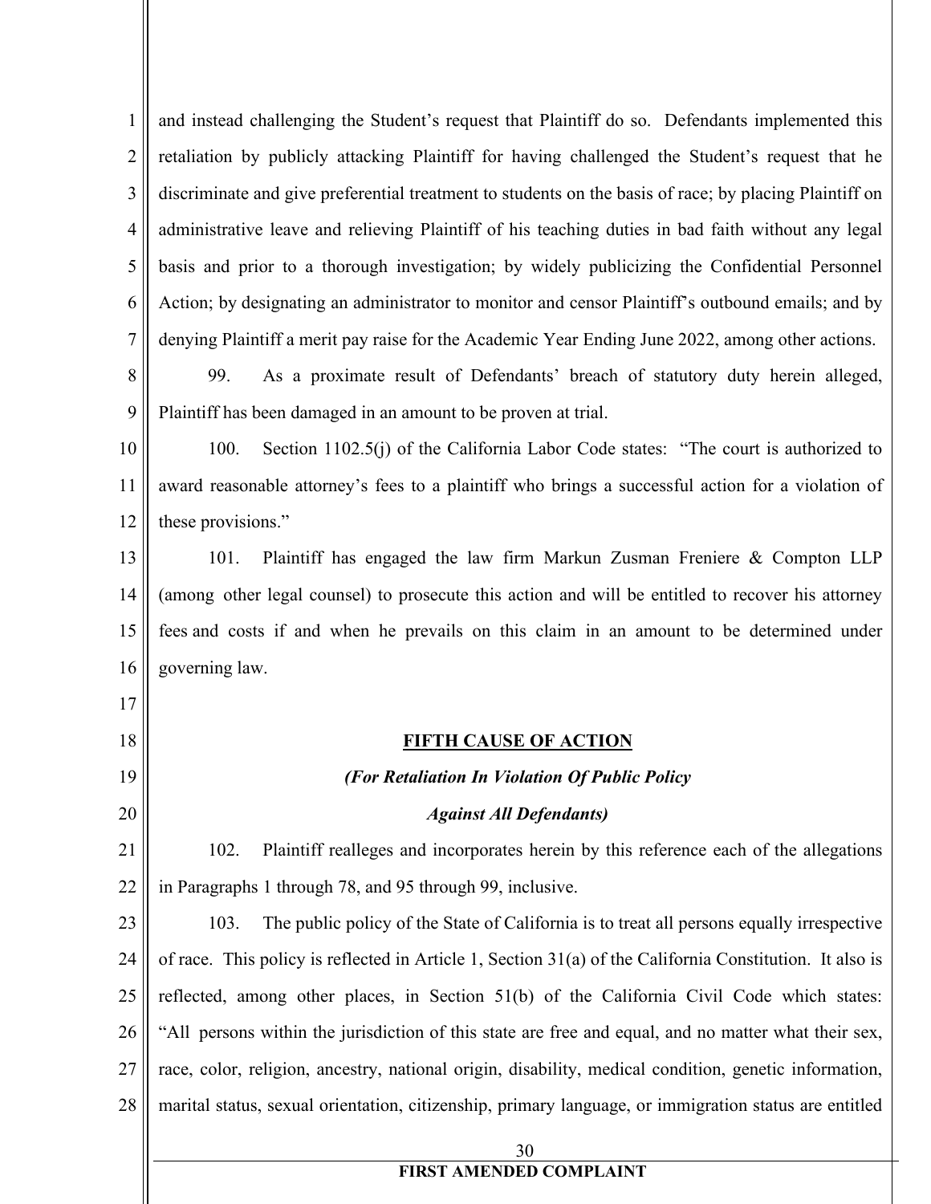and instead challenging the Student's request that Plaintiff do so. Defendants implemented this retaliation by publicly attacking Plaintiff for having challenged the Student's request that he discriminate and give preferential treatment to students on the basis of race; by placing Plaintiff on administrative leave and relieving Plaintiff of his teaching duties in bad faith without any legal basis and prior to a thorough investigation; by widely publicizing the Confidential Personnel Action; by designating an administrator to monitor and censor Plaintiff's outbound emails; and by denying Plaintiff a merit pay raise for the Academic Year Ending June 2022, among other actions.

99. As a proximate result of Defendants' breach of statutory duty herein alleged, Plaintiff has been damaged in an amount to be proven at trial.

100. Section 1102.5(j) of the California Labor Code states: "The court is authorized to award reasonable attorney's fees to a plaintiff who brings a successful action for a violation of these provisions."

101. Plaintiff has engaged the law firm Markun Zusman Freniere & Compton LLP (among other legal counsel) to prosecute this action and will be entitled to recover his attorney fees and costs if and when he prevails on this claim in an amount to be determined under governing law.

## FIFTH CAUSE OF ACTION

***(For Retaliation In Violation Of Public Policy***

***Against All Defendants)***

102. Plaintiff realleges and incorporates herein by this reference each of the allegations in Paragraphs 1 through 78, and 95 through 99, inclusive.

103. The public policy of the State of California is to treat all persons equally irrespective of race. This policy is reflected in Article 1, Section 31(a) of the California Constitution. It also is reflected, among other places, in Section 51(b) of the California Civil Code which states: "All persons within the jurisdiction of this state are free and equal, and no matter what their sex, race, color, religion, ancestry, national origin, disability, medical condition, genetic information, marital status, sexual orientation, citizenship, primary language, or immigration status are entitled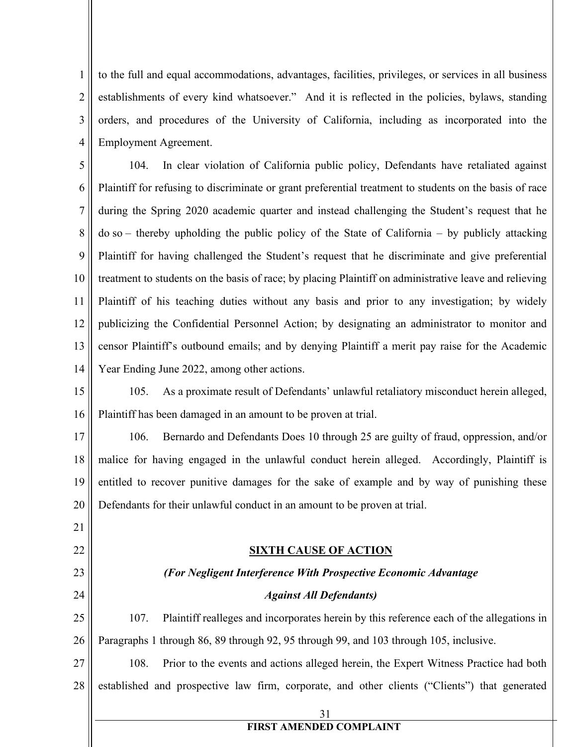to the full and equal accommodations, advantages, facilities, privileges, or services in all business establishments of every kind whatsoever." And it is reflected in the policies, bylaws, standing orders, and procedures of the University of California, including as incorporated into the Employment Agreement.

104. In clear violation of California public policy, Defendants have retaliated against Plaintiff for refusing to discriminate or grant preferential treatment to students on the basis of race during the Spring 2020 academic quarter and instead challenging the Student's request that he do so – thereby upholding the public policy of the State of California – by publicly attacking Plaintiff for having challenged the Student's request that he discriminate and give preferential treatment to students on the basis of race; by placing Plaintiff on administrative leave and relieving Plaintiff of his teaching duties without any basis and prior to any investigation; by widely publicizing the Confidential Personnel Action; by designating an administrator to monitor and censor Plaintiff's outbound emails; and by denying Plaintiff a merit pay raise for the Academic Year Ending June 2022, among other actions.

105. As a proximate result of Defendants' unlawful retaliatory misconduct herein alleged, Plaintiff has been damaged in an amount to be proven at trial.

106. Bernardo and Defendants Does 10 through 25 are guilty of fraud, oppression, and/or malice for having engaged in the unlawful conduct herein alleged. Accordingly, Plaintiff is entitled to recover punitive damages for the sake of example and by way of punishing these Defendants for their unlawful conduct in an amount to be proven at trial.

## SIXTH CAUSE OF ACTION

***(For Negligent Interference With Prospective Economic Advantage Against All Defendants)***

107. Plaintiff realleges and incorporates herein by this reference each of the allegations in Paragraphs 1 through 86, 89 through 92, 95 through 99, and 103 through 105, inclusive.

108. Prior to the events and actions alleged herein, the Expert Witness Practice had both established and prospective law firm, corporate, and other clients ("Clients") that generated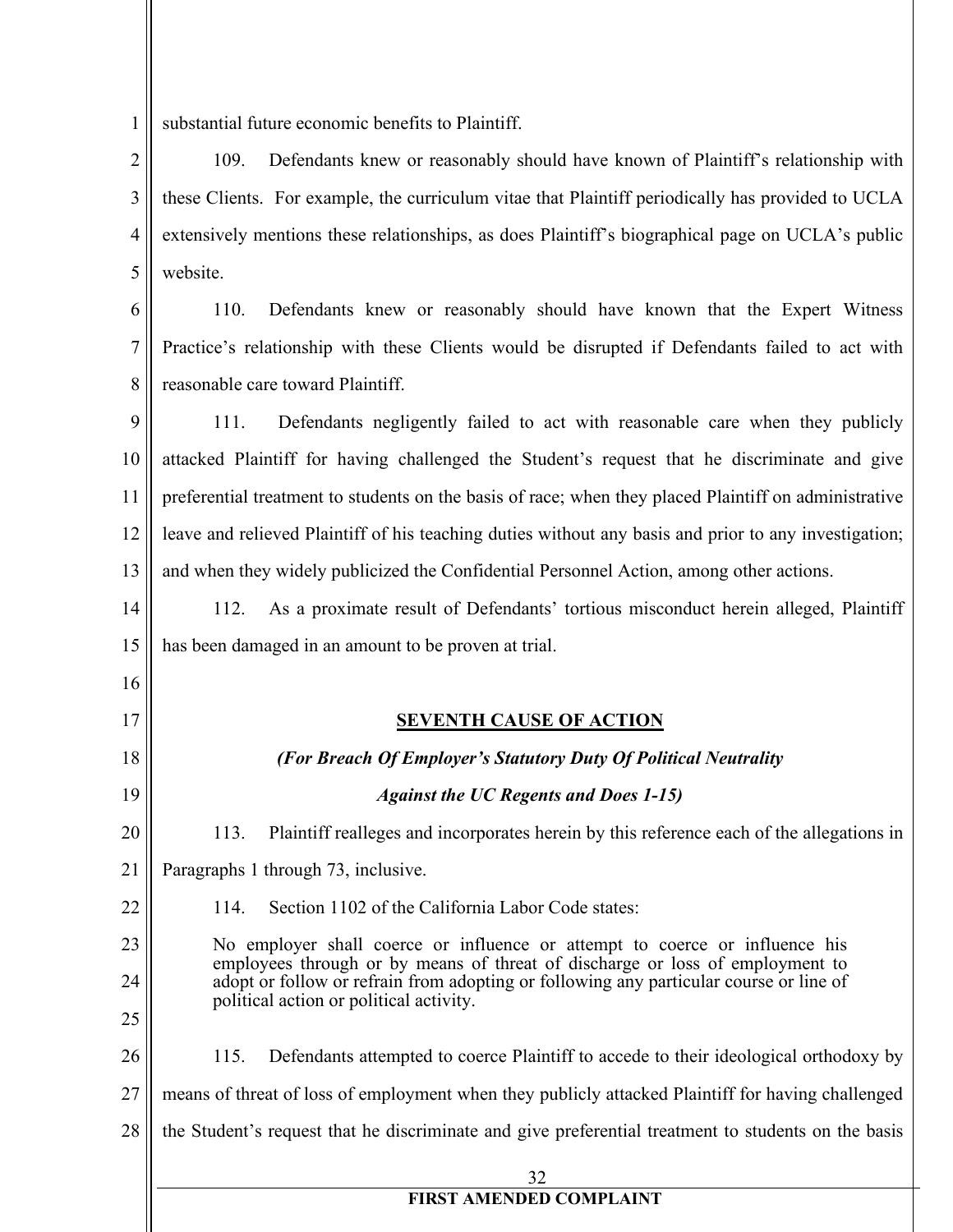substantial future economic benefits to Plaintiff.

109. Defendants knew or reasonably should have known of Plaintiff's relationship with these Clients. For example, the curriculum vitae that Plaintiff periodically has provided to UCLA extensively mentions these relationships, as does Plaintiff's biographical page on UCLA's public website.

110. Defendants knew or reasonably should have known that the Expert Witness Practice's relationship with these Clients would be disrupted if Defendants failed to act with reasonable care toward Plaintiff.

111. Defendants negligently failed to act with reasonable care when they publicly attacked Plaintiff for having challenged the Student's request that he discriminate and give preferential treatment to students on the basis of race; when they placed Plaintiff on administrative leave and relieved Plaintiff of his teaching duties without any basis and prior to any investigation; and when they widely publicized the Confidential Personnel Action, among other actions.

112. As a proximate result of Defendants' tortious misconduct herein alleged, Plaintiff has been damaged in an amount to be proven at trial.

## SEVENTH CAUSE OF ACTION

***(For Breach Of Employer's Statutory Duty Of Political Neutrality***

***Against the UC Regents and Does 1-15)***

113. Plaintiff realleges and incorporates herein by this reference each of the allegations in Paragraphs 1 through 73, inclusive.

114. Section 1102 of the California Labor Code states:

> No employer shall coerce or influence or attempt to coerce or influence his employees through or by means of threat of discharge or loss of employment to adopt or follow or refrain from adopting or following any particular course or line of political action or political activity.

115. Defendants attempted to coerce Plaintiff to accede to their ideological orthodoxy by means of threat of loss of employment when they publicly attacked Plaintiff for having challenged the Student's request that he discriminate and give preferential treatment to students on the basis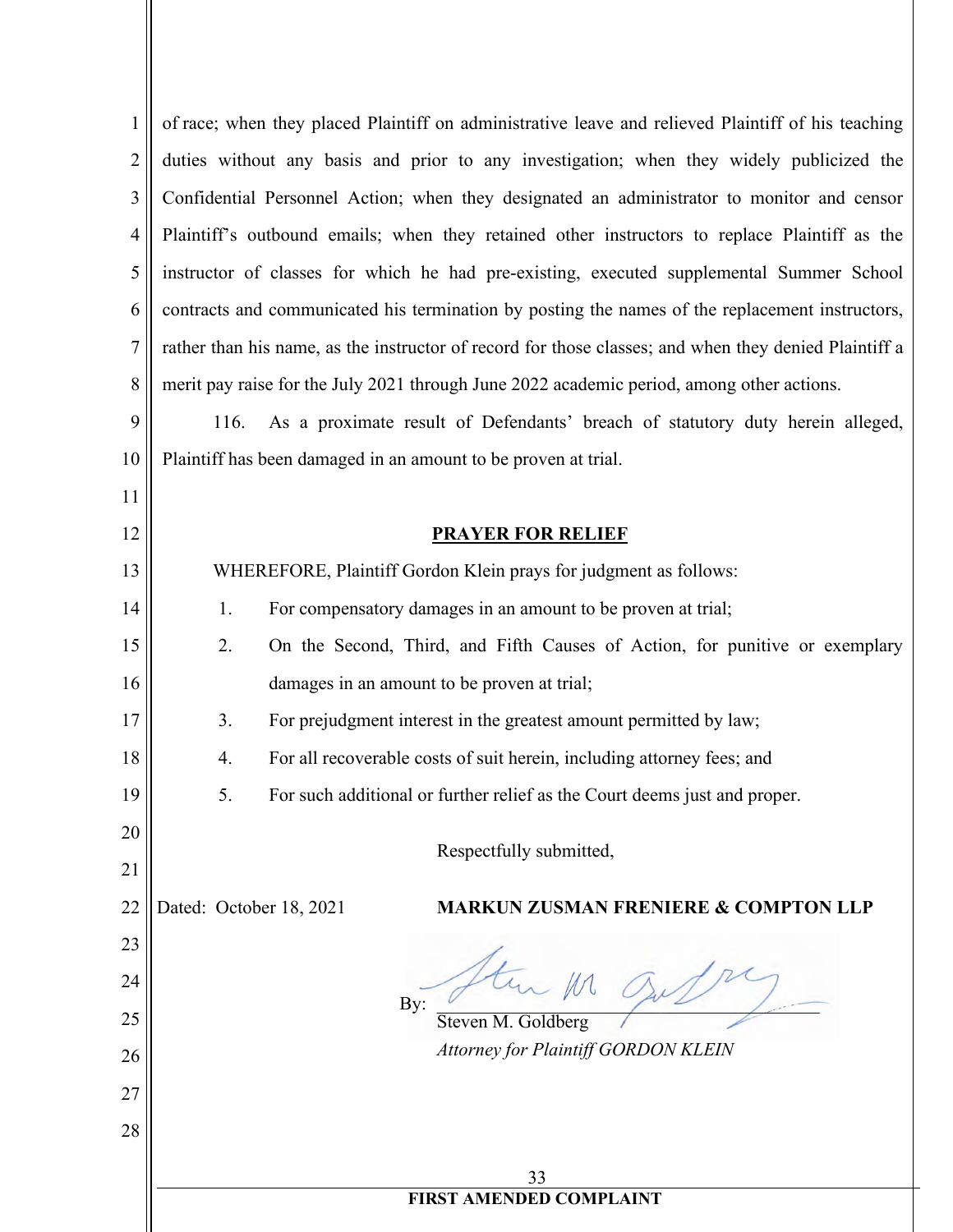of race; when they placed Plaintiff on administrative leave and relieved Plaintiff of his teaching duties without any basis and prior to any investigation; when they widely publicized the Confidential Personnel Action; when they designated an administrator to monitor and censor Plaintiff's outbound emails; when they retained other instructors to replace Plaintiff as the instructor of classes for which he had pre-existing, executed supplemental Summer School contracts and communicated his termination by posting the names of the replacement instructors, rather than his name, as the instructor of record for those classes; and when they denied Plaintiff a merit pay raise for the July 2021 through June 2022 academic period, among other actions.

116. As a proximate result of Defendants' breach of statutory duty herein alleged, Plaintiff has been damaged in an amount to be proven at trial.

**PRAYER FOR RELIEF**

WHEREFORE, Plaintiff Gordon Klein prays for judgment as follows:

1. For compensatory damages in an amount to be proven at trial;
2. On the Second, Third, and Fifth Causes of Action, for punitive or exemplary damages in an amount to be proven at trial;
3. For prejudgment interest in the greatest amount permitted by law;
4. For all recoverable costs of suit herein, including attorney fees; and
5. For such additional or further relief as the Court deems just and proper.

Respectfully submitted,

Dated: October 18, 2021

**MARKUN ZUSMAN FRENIERE & COMPTON LLP**

By: ______________________________
Steven M. Goldberg
*Attorney for Plaintiff GORDON KLEIN*

**FIRST AMENDED COMPLAINT**